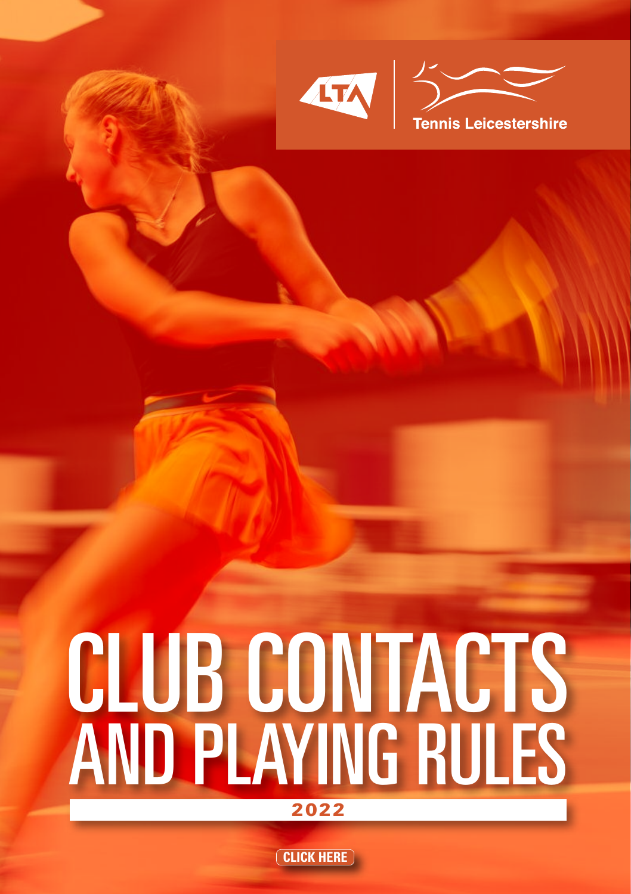Tennis Leicestershire

# CLUB CONTACTS AND PLAYING RULES

**2022**

CLICK HERE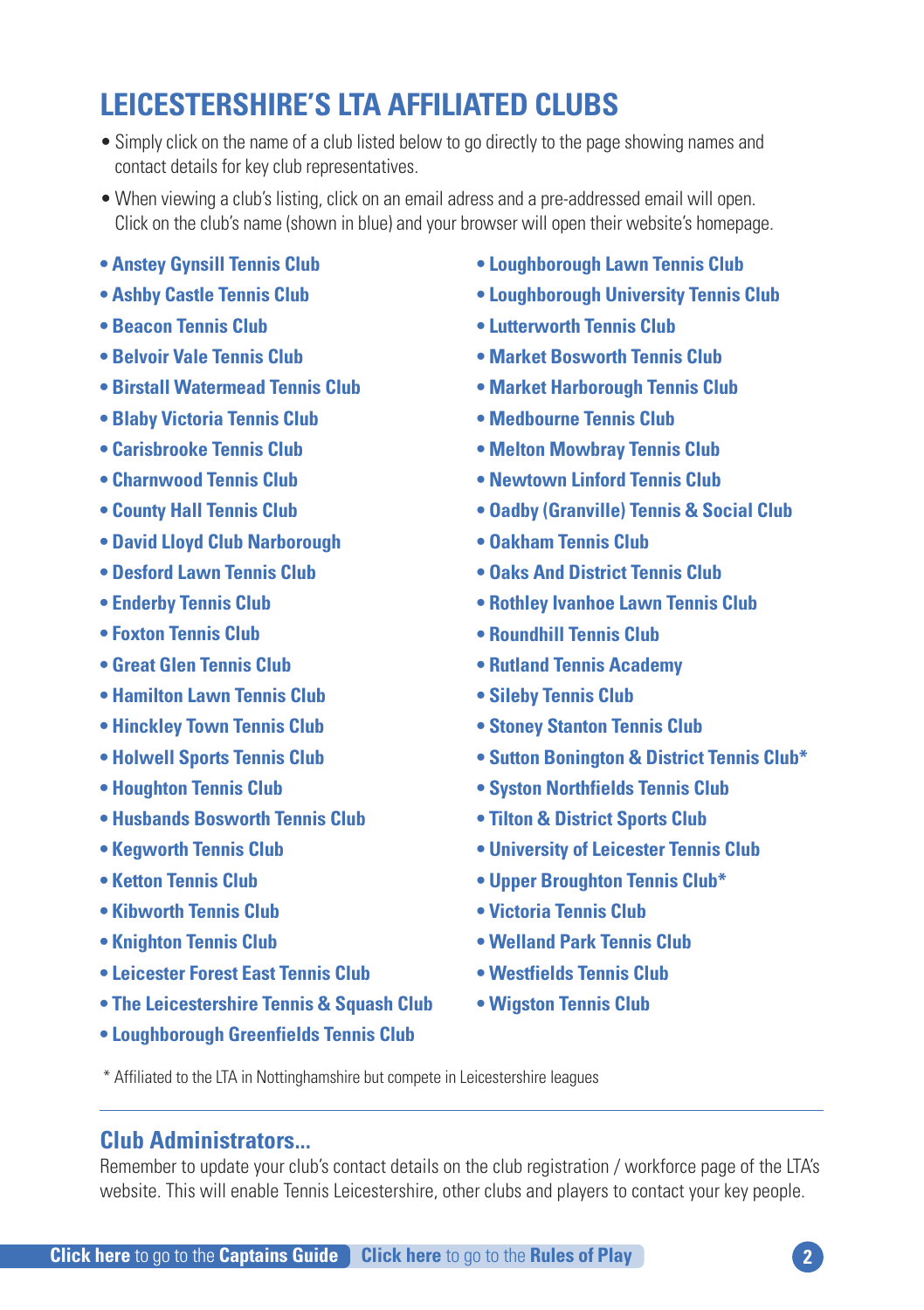# LEICESTERSHIRE'S LTA AFFILIATED CLUBS

- Simply click on the name of a club listed below to go directly to the page showing names and contact details for key club representatives.
- When viewing a club's listing, click on an email adress and a pre-addressed email will open. Click on the club's name (shown in blue) and your browser will open their website's homepage.

- **Anstey Gynsill Tennis Club**
- **Ashby Castle Tennis Club**
- **Beacon Tennis Club**
- **Belvoir Vale Tennis Club**
- **Birstall Watermead Tennis Club**
- **Blaby Victoria Tennis Club**
- **Carisbrooke Tennis Club**
- **Charnwood Tennis Club**
- **County Hall Tennis Club**
- **David Lloyd Club Narborough**
- **Desford Lawn Tennis Club**
- **Enderby Tennis Club**
- **Foxton Tennis Club**
- **Great Glen Tennis Club**
- **Hamilton Lawn Tennis Club**
- **Hinckley Town Tennis Club**
- **Holwell Sports Tennis Club**
- **Houghton Tennis Club**
- **Husbands Bosworth Tennis Club**
- **Kegworth Tennis Club**
- **Ketton Tennis Club**
- **Kibworth Tennis Club**
- **Knighton Tennis Club**
- **Leicester Forest East Tennis Club**
- **The Leicestershire Tennis & Squash Club**
- **Loughborough Greenfields Tennis Club**
- **Loughborough Lawn Tennis Club**
- **Loughborough University Tennis Club**
- **Lutterworth Tennis Club**
- **Market Bosworth Tennis Club**
- **Market Harborough Tennis Club**
- **Medbourne Tennis Club**
- **Melton Mowbray Tennis Club**
- **Newtown Linford Tennis Club**
- **Oadby (Granville) Tennis & Social Club**
- **Oakham Tennis Club**
- **Oaks And District Tennis Club**
- **Rothley Ivanhoe Lawn Tennis Club**
- **Roundhill Tennis Club**
- **Rutland Tennis Academy**
- **Sileby Tennis Club**
- **Stoney Stanton Tennis Club**
- **Sutton Bonington & District Tennis Club***
- **Syston Northfields Tennis Club**
- **Tilton & District Sports Club**
- **University of Leicester Tennis Club**
- **Upper Broughton Tennis Club***
- **Victoria Tennis Club**
- **Welland Park Tennis Club**
- **Westfields Tennis Club**
- **Wigston Tennis Club**

\* Affiliated to the LTA in Nottinghamshire but compete in Leicestershire leagues

## Club Administrators...

Remember to update your club's contact details on the club registration / workforce page of the LTA's website. This will enable Tennis Leicestershire, other clubs and players to contact your key people.

**Click here** to go to the **Captains Guide** **Click here** to go to the **Rules of Play**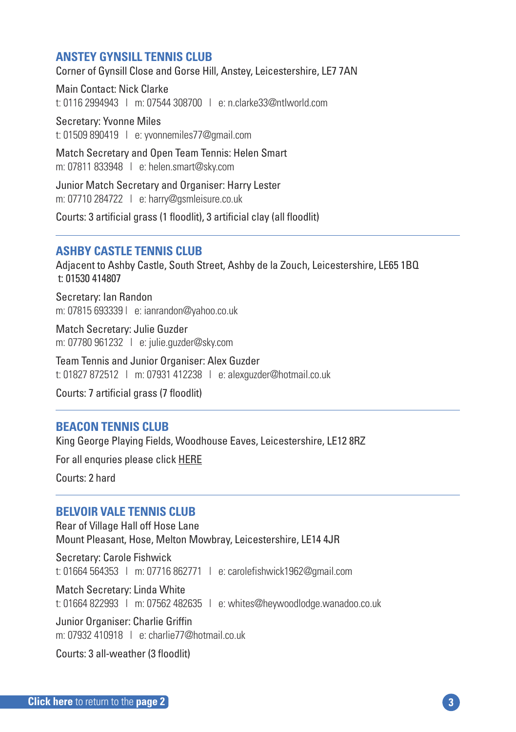## ANSTEY GYNSILL TENNIS CLUB

Corner of Gynsill Close and Gorse Hill, Anstey, Leicestershire, LE7 7AN

Main Contact: Nick Clarke
t: 0116 2994943 | m: 07544 308700 | e: n.clarke33@ntlworld.com

Secretary: Yvonne Miles
t: 01509 890419 | e: yvonnemiles77@gmail.com

Match Secretary and Open Team Tennis: Helen Smart
m: 07811 833948 | e: helen.smart@sky.com

Junior Match Secretary and Organiser: Harry Lester
m: 07710 284722 | e: harry@gsmleisure.co.uk

Courts: 3 artificial grass (1 floodlit), 3 artificial clay (all floodlit)

---

## ASHBY CASTLE TENNIS CLUB

Adjacent to Ashby Castle, South Street, Ashby de la Zouch, Leicestershire, LE65 1BQ
t: 01530 414807

Secretary: Ian Randon
m: 07815 693339 | e: ianrandon@yahoo.co.uk

Match Secretary: Julie Guzder
m: 07780 961232 | e: julie.guzder@sky.com

Team Tennis and Junior Organiser: Alex Guzder
t: 01827 872512 | m: 07931 412238 | e: alexguzder@hotmail.co.uk

Courts: 7 artificial grass (7 floodlit)

---

## BEACON TENNIS CLUB

King George Playing Fields, Woodhouse Eaves, Leicestershire, LE12 8RZ

For all enquries please click HERE

Courts: 2 hard

---

## BELVOIR VALE TENNIS CLUB

Rear of Village Hall off Hose Lane
Mount Pleasant, Hose, Melton Mowbray, Leicestershire, LE14 4JR

Secretary: Carole Fishwick
t: 01664 564353 | m: 07716 862771 | e: carolefishwick1962@gmail.com

Match Secretary: Linda White
t: 01664 822993 | m: 07562 482635 | e: whites@heywoodlodge.wanadoo.co.uk

Junior Organiser: Charlie Griffin
m: 07932 410918 | e: charlie77@hotmail.co.uk

Courts: 3 all-weather (3 floodlit)

**Click here** to return to the **page 2**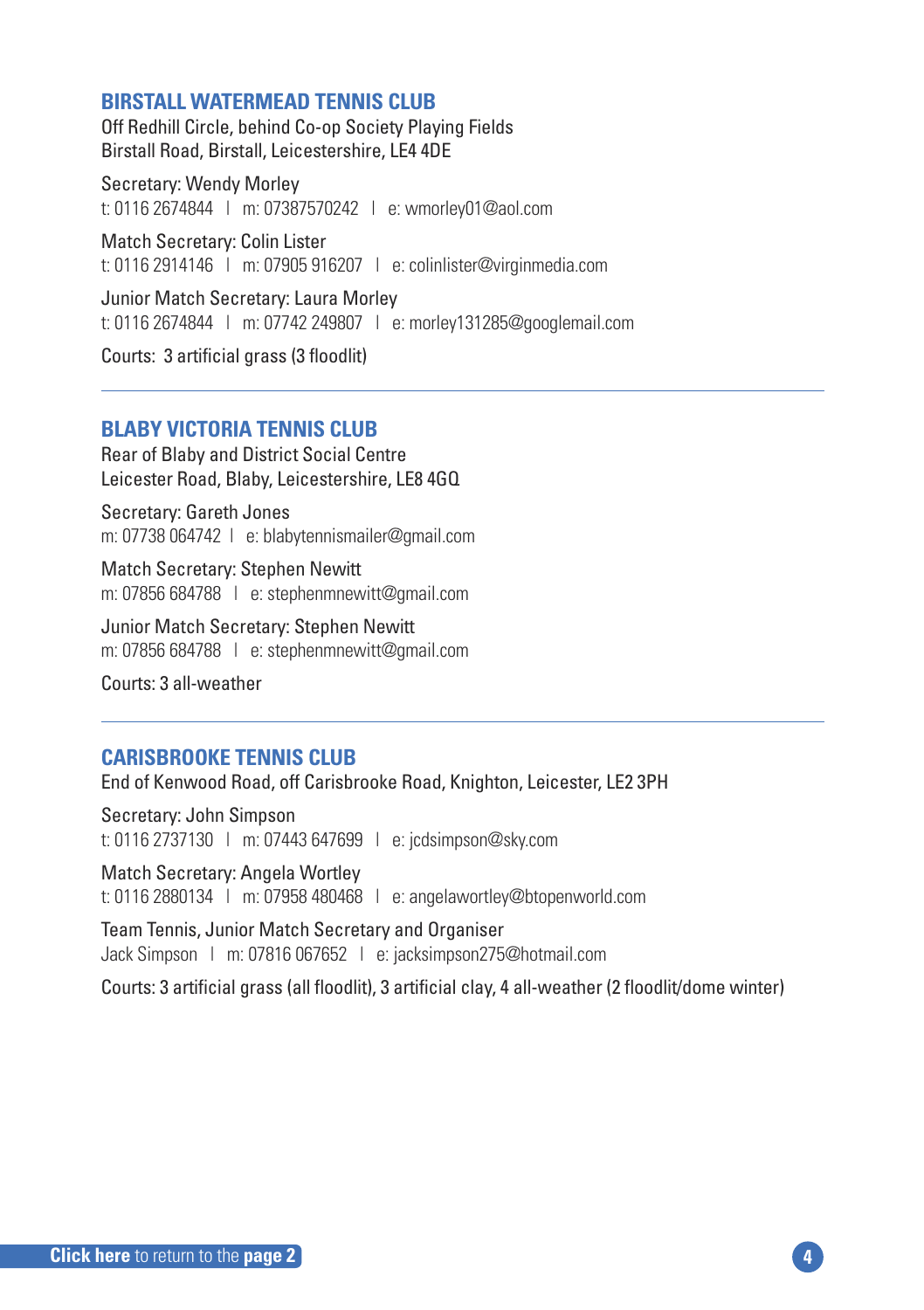## BIRSTALL WATERMEAD TENNIS CLUB

Off Redhill Circle, behind Co-op Society Playing Fields
Birstall Road, Birstall, Leicestershire, LE4 4DE

Secretary: Wendy Morley
t: 0116 2674844 | m: 07387570242 | e: wmorley01@aol.com

Match Secretary: Colin Lister
t: 0116 2914146 | m: 07905 916207 | e: colinlister@virginmedia.com

Junior Match Secretary: Laura Morley
t: 0116 2674844 | m: 07742 249807 | e: morley131285@googlemail.com

Courts: 3 artificial grass (3 floodlit)

---

## BLABY VICTORIA TENNIS CLUB

Rear of Blaby and District Social Centre
Leicester Road, Blaby, Leicestershire, LE8 4GQ

Secretary: Gareth Jones
m: 07738 064742 | e: blabytennismailer@gmail.com

Match Secretary: Stephen Newitt
m: 07856 684788 | e: stephenmnewitt@gmail.com

Junior Match Secretary: Stephen Newitt
m: 07856 684788 | e: stephenmnewitt@gmail.com

Courts: 3 all-weather

---

## CARISBROOKE TENNIS CLUB

End of Kenwood Road, off Carisbrooke Road, Knighton, Leicester, LE2 3PH

Secretary: John Simpson
t: 0116 2737130 | m: 07443 647699 | e: jcdsimpson@sky.com

Match Secretary: Angela Wortley
t: 0116 2880134 | m: 07958 480468 | e: angelawortley@btopenworld.com

Team Tennis, Junior Match Secretary and Organiser
Jack Simpson | m: 07816 067652 | e: jacksimpson275@hotmail.com

Courts: 3 artificial grass (all floodlit), 3 artificial clay, 4 all-weather (2 floodlit/dome winter)

**Click here** to return to the **page 2**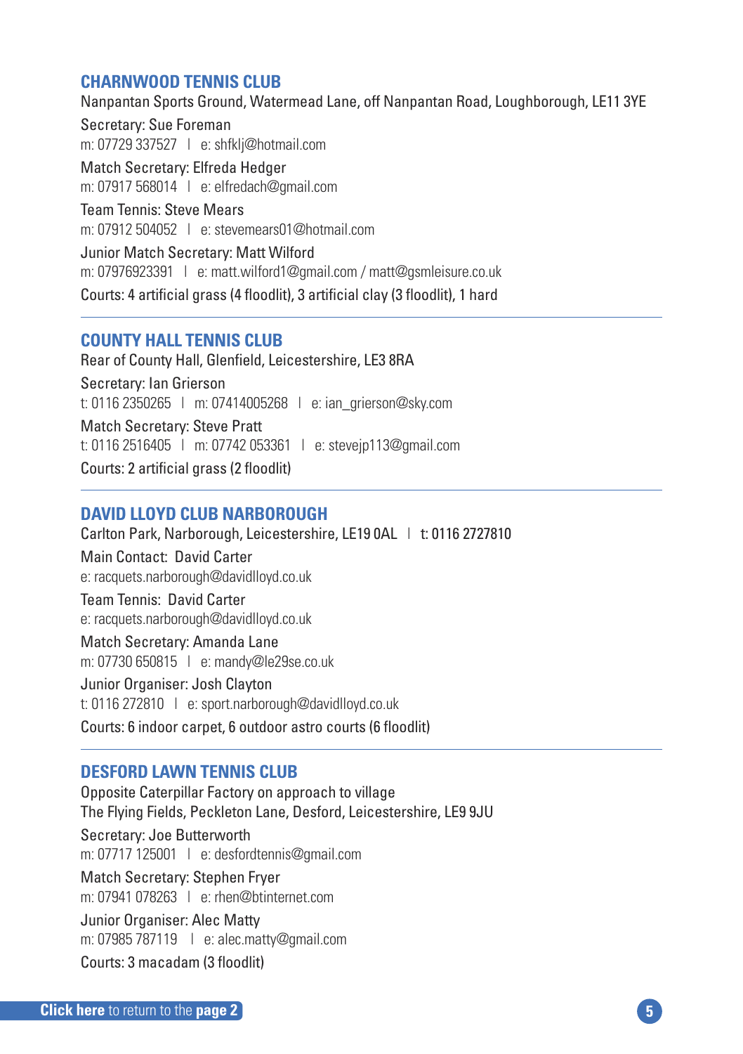## CHARNWOOD TENNIS CLUB

Nanpantan Sports Ground, Watermead Lane, off Nanpantan Road, Loughborough, LE11 3YE

Secretary: Sue Foreman
m: 07729 337527 | e: shfklj@hotmail.com

Match Secretary: Elfreda Hedger
m: 07917 568014 | e: elfredach@gmail.com

Team Tennis: Steve Mears
m: 07912 504052 | e: stevemears01@hotmail.com

Junior Match Secretary: Matt Wilford
m: 07976923391 | e: matt.wilford1@gmail.com / matt@gsmleisure.co.uk

Courts: 4 artificial grass (4 floodlit), 3 artificial clay (3 floodlit), 1 hard

---

## COUNTY HALL TENNIS CLUB

Rear of County Hall, Glenfield, Leicestershire, LE3 8RA

Secretary: Ian Grierson
t: 0116 2350265 | m: 07414005268 | e: ian_grierson@sky.com

Match Secretary: Steve Pratt
t: 0116 2516405 | m: 07742 053361 | e: stevejp113@gmail.com

Courts: 2 artificial grass (2 floodlit)

---

## DAVID LLOYD CLUB NARBOROUGH

Carlton Park, Narborough, Leicestershire, LE19 0AL | t: 0116 2727810

Main Contact: David Carter
e: racquets.narborough@davidlloyd.co.uk

Team Tennis: David Carter
e: racquets.narborough@davidlloyd.co.uk

Match Secretary: Amanda Lane
m: 07730 650815 | e: mandy@le29se.co.uk

Junior Organiser: Josh Clayton
t: 0116 272810 | e: sport.narborough@davidlloyd.co.uk

Courts: 6 indoor carpet, 6 outdoor astro courts (6 floodlit)

---

## DESFORD LAWN TENNIS CLUB

Opposite Caterpillar Factory on approach to village
The Flying Fields, Peckleton Lane, Desford, Leicestershire, LE9 9JU

Secretary: Joe Butterworth
m: 07717 125001 | e: desfordtennis@gmail.com

Match Secretary: Stephen Fryer
m: 07941 078263 | e: rhen@btinternet.com

Junior Organiser: Alec Matty
m: 07985 787119 | e: alec.matty@gmail.com

Courts: 3 macadam (3 floodlit)

**Click here** to return to the **page 2**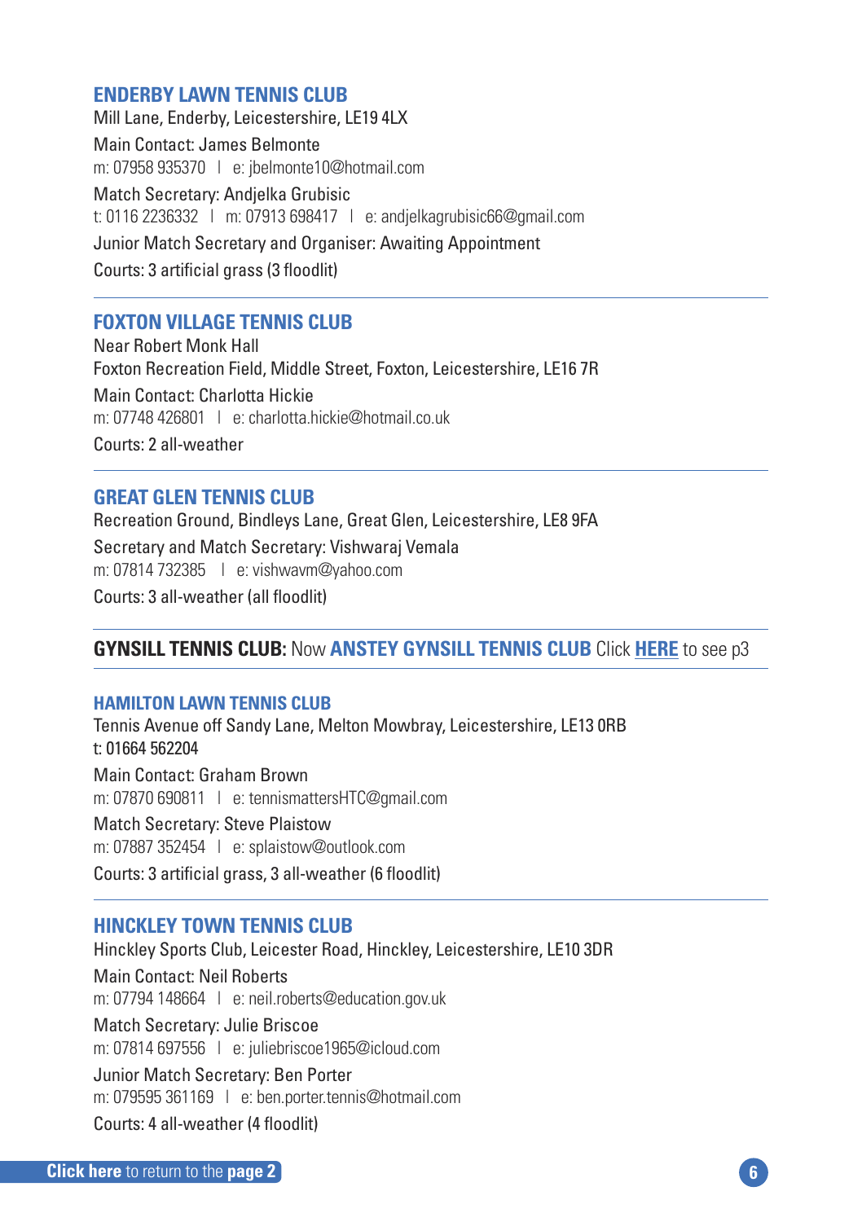## ENDERBY LAWN TENNIS CLUB

Mill Lane, Enderby, Leicestershire, LE19 4LX

Main Contact: James Belmonte
m: 07958 935370 | e: jbelmonte10@hotmail.com

Match Secretary: Andjelka Grubisic
t: 0116 2236332 | m: 07913 698417 | e: andjelkagrubisic66@gmail.com

Junior Match Secretary and Organiser: Awaiting Appointment

Courts: 3 artificial grass (3 floodlit)

---

## FOXTON VILLAGE TENNIS CLUB

Near Robert Monk Hall
Foxton Recreation Field, Middle Street, Foxton, Leicestershire, LE16 7R

Main Contact: Charlotta Hickie
m: 07748 426801 | e: charlotta.hickie@hotmail.co.uk

Courts: 2 all-weather

---

## GREAT GLEN TENNIS CLUB

Recreation Ground, Bindleys Lane, Great Glen, Leicestershire, LE8 9FA

Secretary and Match Secretary: Vishwaraj Vemala
m: 07814 732385 | e: vishwavm@yahoo.com

Courts: 3 all-weather (all floodlit)

---

**GYNSILL TENNIS CLUB:** Now **ANSTEY GYNSILL TENNIS CLUB** Click **HERE** to see p3

---

## HAMILTON LAWN TENNIS CLUB

Tennis Avenue off Sandy Lane, Melton Mowbray, Leicestershire, LE13 0RB
t: 01664 562204

Main Contact: Graham Brown
m: 07870 690811 | e: tennismattersHTC@gmail.com

Match Secretary: Steve Plaistow
m: 07887 352454 | e: splaistow@outlook.com

Courts: 3 artificial grass, 3 all-weather (6 floodlit)

---

## HINCKLEY TOWN TENNIS CLUB

Hinckley Sports Club, Leicester Road, Hinckley, Leicestershire, LE10 3DR

Main Contact: Neil Roberts
m: 07794 148664 | e: neil.roberts@education.gov.uk

Match Secretary: Julie Briscoe
m: 07814 697556 | e: juliebriscoe1965@icloud.com

Junior Match Secretary: Ben Porter
m: 079595 361169 | e: ben.porter.tennis@hotmail.com

Courts: 4 all-weather (4 floodlit)

**Click here** to return to the **page 2**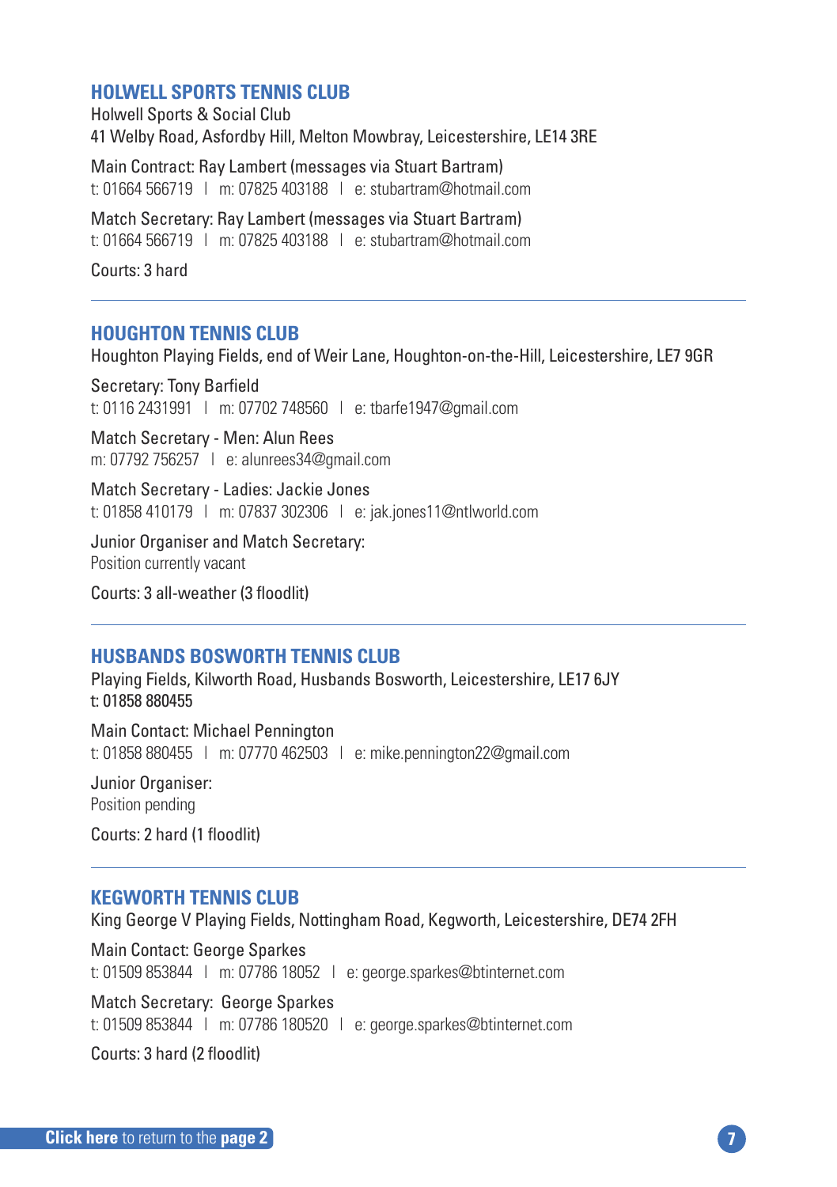## HOLWELL SPORTS TENNIS CLUB

Holwell Sports & Social Club
41 Welby Road, Asfordby Hill, Melton Mowbray, Leicestershire, LE14 3RE

Main Contract: Ray Lambert (messages via Stuart Bartram)
t: 01664 566719 | m: 07825 403188 | e: stubartram@hotmail.com

Match Secretary: Ray Lambert (messages via Stuart Bartram)
t: 01664 566719 | m: 07825 403188 | e: stubartram@hotmail.com

Courts: 3 hard

---

## HOUGHTON TENNIS CLUB

Houghton Playing Fields, end of Weir Lane, Houghton-on-the-Hill, Leicestershire, LE7 9GR

Secretary: Tony Barfield
t: 0116 2431991 | m: 07702 748560 | e: tbarfe1947@gmail.com

Match Secretary - Men: Alun Rees
m: 07792 756257 | e: alunrees34@gmail.com

Match Secretary - Ladies: Jackie Jones
t: 01858 410179 | m: 07837 302306 | e: jak.jones11@ntlworld.com

Junior Organiser and Match Secretary:
Position currently vacant

Courts: 3 all-weather (3 floodlit)

---

## HUSBANDS BOSWORTH TENNIS CLUB

Playing Fields, Kilworth Road, Husbands Bosworth, Leicestershire, LE17 6JY
t: 01858 880455

Main Contact: Michael Pennington
t: 01858 880455 | m: 07770 462503 | e: mike.pennington22@gmail.com

Junior Organiser:
Position pending

Courts: 2 hard (1 floodlit)

---

## KEGWORTH TENNIS CLUB

King George V Playing Fields, Nottingham Road, Kegworth, Leicestershire, DE74 2FH

Main Contact: George Sparkes
t: 01509 853844 | m: 07786 18052 | e: george.sparkes@btinternet.com

Match Secretary: George Sparkes
t: 01509 853844 | m: 07786 180520 | e: george.sparkes@btinternet.com

Courts: 3 hard (2 floodlit)

**Click here** to return to the **page 2**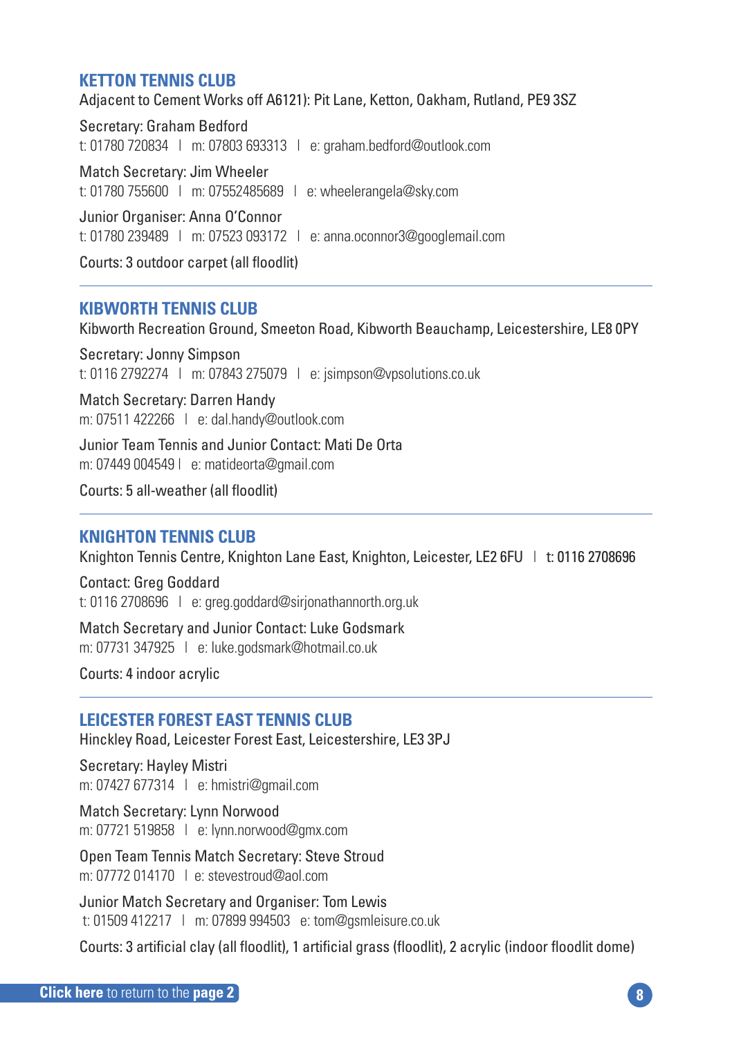## KETTON TENNIS CLUB

Adjacent to Cement Works off A6121): Pit Lane, Ketton, Oakham, Rutland, PE9 3SZ

Secretary: Graham Bedford
t: 01780 720834 | m: 07803 693313 | e: graham.bedford@outlook.com

Match Secretary: Jim Wheeler
t: 01780 755600 | m: 07552485689 | e: wheelerangela@sky.com

Junior Organiser: Anna O'Connor
t: 01780 239489 | m: 07523 093172 | e: anna.oconnor3@googlemail.com

Courts: 3 outdoor carpet (all floodlit)

---

## KIBWORTH TENNIS CLUB

Kibworth Recreation Ground, Smeeton Road, Kibworth Beauchamp, Leicestershire, LE8 0PY

Secretary: Jonny Simpson
t: 0116 2792274 | m: 07843 275079 | e: jsimpson@vpsolutions.co.uk

Match Secretary: Darren Handy
m: 07511 422266 | e: dal.handy@outlook.com

Junior Team Tennis and Junior Contact: Mati De Orta
m: 07449 004549 | e: matideorta@gmail.com

Courts: 5 all-weather (all floodlit)

---

## KNIGHTON TENNIS CLUB

Knighton Tennis Centre, Knighton Lane East, Knighton, Leicester, LE2 6FU | t: 0116 2708696

Contact: Greg Goddard
t: 0116 2708696 | e: greg.goddard@sirjonathannorth.org.uk

Match Secretary and Junior Contact: Luke Godsmark
m: 07731 347925 | e: luke.godsmark@hotmail.co.uk

Courts: 4 indoor acrylic

---

## LEICESTER FOREST EAST TENNIS CLUB

Hinckley Road, Leicester Forest East, Leicestershire, LE3 3PJ

Secretary: Hayley Mistri
m: 07427 677314 | e: hmistri@gmail.com

Match Secretary: Lynn Norwood
m: 07721 519858 | e: lynn.norwood@gmx.com

Open Team Tennis Match Secretary: Steve Stroud
m: 07772 014170 | e: stevestroud@aol.com

Junior Match Secretary and Organiser: Tom Lewis
t: 01509 412217 | m: 07899 994503 e: tom@gsmleisure.co.uk

Courts: 3 artificial clay (all floodlit), 1 artificial grass (floodlit), 2 acrylic (indoor floodlit dome)

**Click here** to return to the **page 2**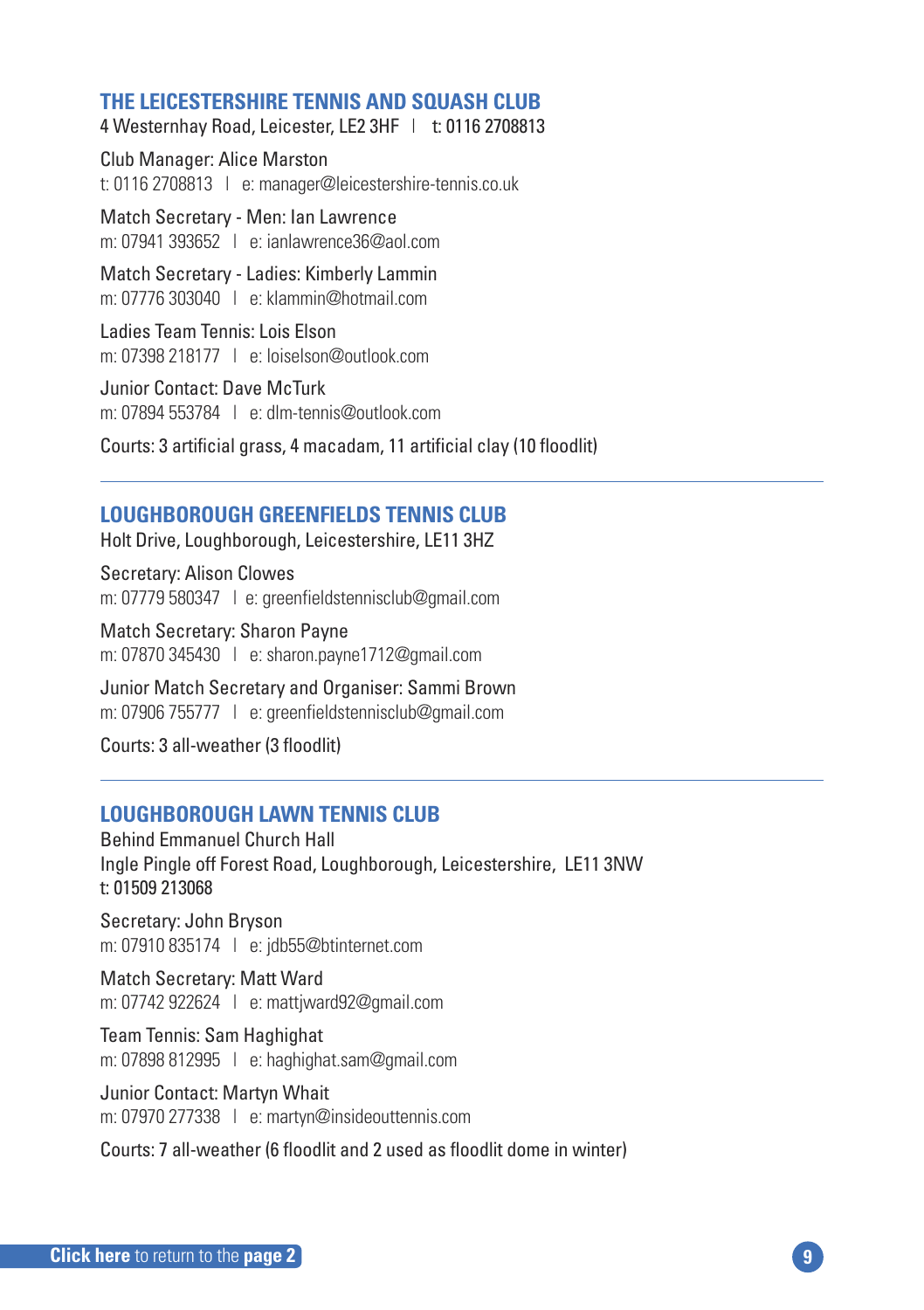## THE LEICESTERSHIRE TENNIS AND SQUASH CLUB

4 Westernhay Road, Leicester, LE2 3HF | t: 0116 2708813

Club Manager: Alice Marston
t: 0116 2708813 | e: manager@leicestershire-tennis.co.uk

Match Secretary - Men: Ian Lawrence
m: 07941 393652 | e: ianlawrence36@aol.com

Match Secretary - Ladies: Kimberly Lammin
m: 07776 303040 | e: klammin@hotmail.com

Ladies Team Tennis: Lois Elson
m: 07398 218177 | e: loiselson@outlook.com

Junior Contact: Dave McTurk
m: 07894 553784 | e: dlm-tennis@outlook.com

Courts: 3 artificial grass, 4 macadam, 11 artificial clay (10 floodlit)

---

## LOUGHBOROUGH GREENFIELDS TENNIS CLUB

Holt Drive, Loughborough, Leicestershire, LE11 3HZ

Secretary: Alison Clowes
m: 07779 580347 | e: greenfieldstennisclub@gmail.com

Match Secretary: Sharon Payne
m: 07870 345430 | e: sharon.payne1712@gmail.com

Junior Match Secretary and Organiser: Sammi Brown
m: 07906 755777 | e: greenfieldstennisclub@gmail.com

Courts: 3 all-weather (3 floodlit)

---

## LOUGHBOROUGH LAWN TENNIS CLUB

Behind Emmanuel Church Hall
Ingle Pingle off Forest Road, Loughborough, Leicestershire, LE11 3NW
t: 01509 213068

Secretary: John Bryson
m: 07910 835174 | e: jdb55@btinternet.com

Match Secretary: Matt Ward
m: 07742 922624 | e: mattjward92@gmail.com

Team Tennis: Sam Haghighat
m: 07898 812995 | e: haghighat.sam@gmail.com

Junior Contact: Martyn Whait
m: 07970 277338 | e: martyn@insideouttennis.com

Courts: 7 all-weather (6 floodlit and 2 used as floodlit dome in winter)

**Click here** to return to the **page 2**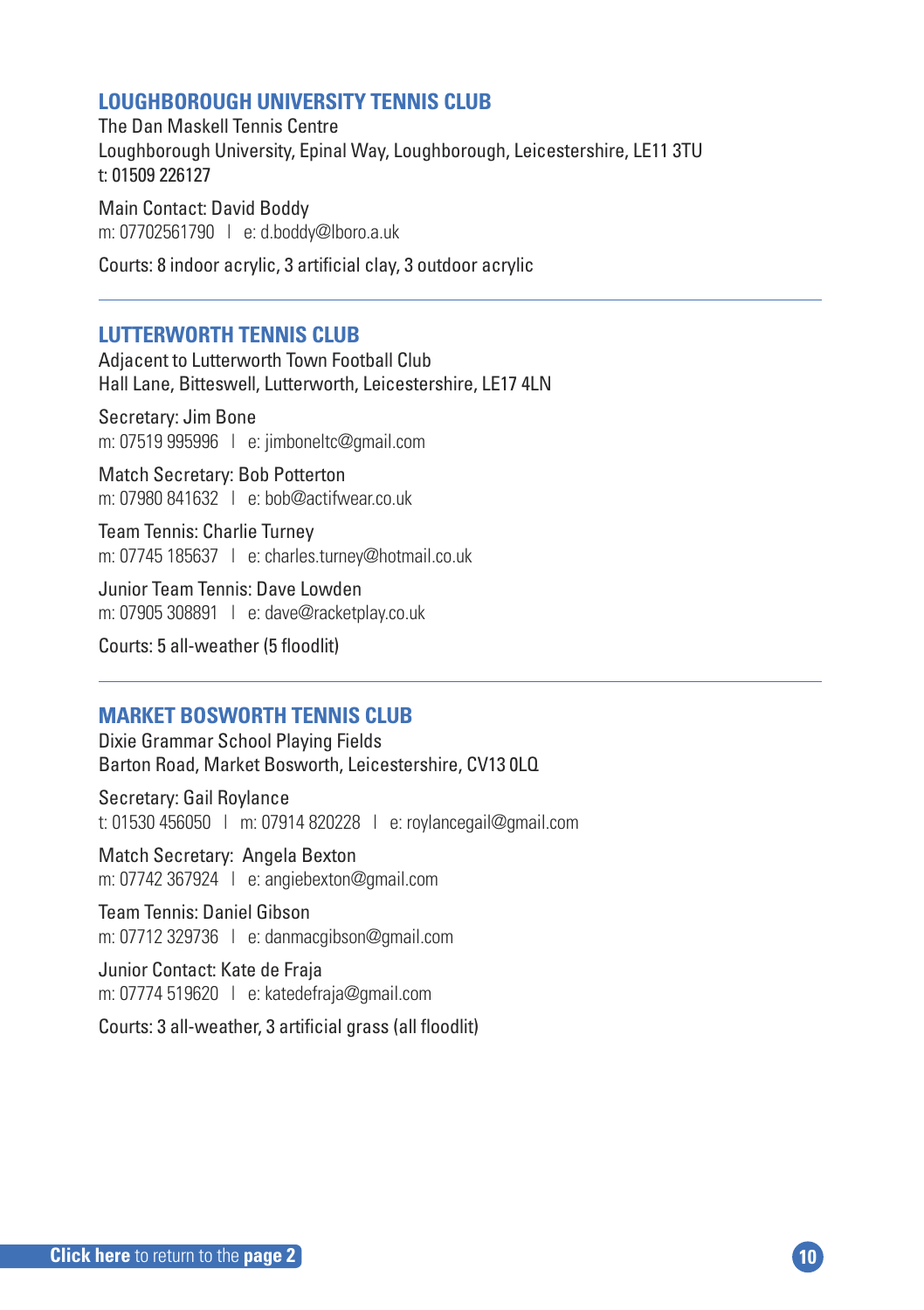## LOUGHBOROUGH UNIVERSITY TENNIS CLUB

The Dan Maskell Tennis Centre
Loughborough University, Epinal Way, Loughborough, Leicestershire, LE11 3TU
t: 01509 226127

Main Contact: David Boddy
m: 07702561790 | e: d.boddy@lboro.a.uk

Courts: 8 indoor acrylic, 3 artificial clay, 3 outdoor acrylic

---

## LUTTERWORTH TENNIS CLUB

Adjacent to Lutterworth Town Football Club
Hall Lane, Bitteswell, Lutterworth, Leicestershire, LE17 4LN

Secretary: Jim Bone
m: 07519 995996 | e: jimboneltc@gmail.com

Match Secretary: Bob Potterton
m: 07980 841632 | e: bob@actifwear.co.uk

Team Tennis: Charlie Turney
m: 07745 185637 | e: charles.turney@hotmail.co.uk

Junior Team Tennis: Dave Lowden
m: 07905 308891 | e: dave@racketplay.co.uk

Courts: 5 all-weather (5 floodlit)

---

## MARKET BOSWORTH TENNIS CLUB

Dixie Grammar School Playing Fields
Barton Road, Market Bosworth, Leicestershire, CV13 0LQ

Secretary: Gail Roylance
t: 01530 456050 | m: 07914 820228 | e: roylancegail@gmail.com

Match Secretary: Angela Bexton
m: 07742 367924 | e: angiebexton@gmail.com

Team Tennis: Daniel Gibson
m: 07712 329736 | e: danmacgibson@gmail.com

Junior Contact: Kate de Fraja
m: 07774 519620 | e: katedefraja@gmail.com

Courts: 3 all-weather, 3 artificial grass (all floodlit)

**Click here** to return to the **page 2**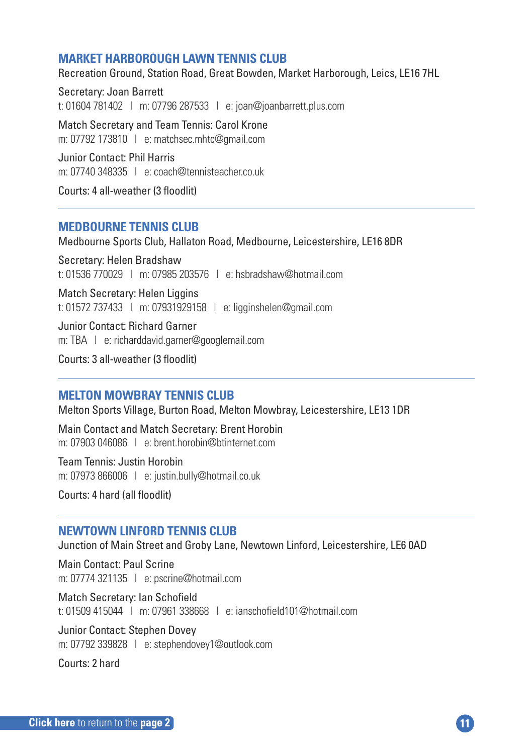## MARKET HARBOROUGH LAWN TENNIS CLUB

Recreation Ground, Station Road, Great Bowden, Market Harborough, Leics, LE16 7HL

Secretary: Joan Barrett
t: 01604 781402 | m: 07796 287533 | e: joan@joanbarrett.plus.com

Match Secretary and Team Tennis: Carol Krone
m: 07792 173810 | e: matchsec.mhtc@gmail.com

Junior Contact: Phil Harris
m: 07740 348335 | e: coach@tennisteacher.co.uk

Courts: 4 all-weather (3 floodlit)

---

## MEDBOURNE TENNIS CLUB

Medbourne Sports Club, Hallaton Road, Medbourne, Leicestershire, LE16 8DR

Secretary: Helen Bradshaw
t: 01536 770029 | m: 07985 203576 | e: hsbradshaw@hotmail.com

Match Secretary: Helen Liggins
t: 01572 737433 | m: 07931929158 | e: ligginshelen@gmail.com

Junior Contact: Richard Garner
m: TBA | e: richarddavid.garner@googlemail.com

Courts: 3 all-weather (3 floodlit)

---

## MELTON MOWBRAY TENNIS CLUB

Melton Sports Village, Burton Road, Melton Mowbray, Leicestershire, LE13 1DR

Main Contact and Match Secretary: Brent Horobin
m: 07903 046086 | e: brent.horobin@btinternet.com

Team Tennis: Justin Horobin
m: 07973 866006 | e: justin.bully@hotmail.co.uk

Courts: 4 hard (all floodlit)

---

## NEWTOWN LINFORD TENNIS CLUB

Junction of Main Street and Groby Lane, Newtown Linford, Leicestershire, LE6 0AD

Main Contact: Paul Scrine
m: 07774 321135 | e: pscrine@hotmail.com

Match Secretary: Ian Schofield
t: 01509 415044 | m: 07961 338668 | e: ianschofield101@hotmail.com

Junior Contact: Stephen Dovey
m: 07792 339828 | e: stephendovey1@outlook.com

Courts: 2 hard

**Click here** to return to the **page 2**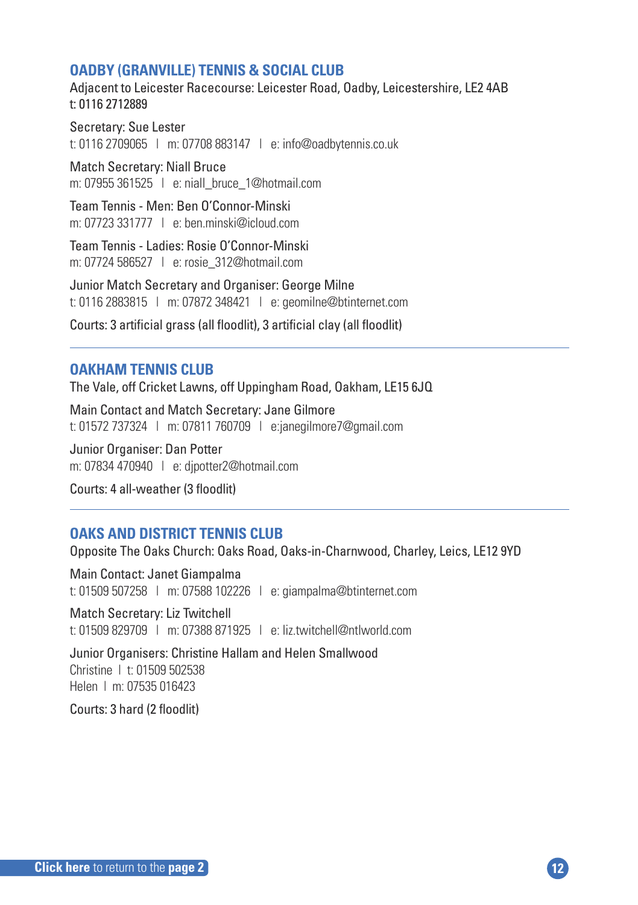## OADBY (GRANVILLE) TENNIS & SOCIAL CLUB

Adjacent to Leicester Racecourse: Leicester Road, Oadby, Leicestershire, LE2 4AB
t: 0116 2712889

Secretary: Sue Lester
t: 0116 2709065 | m: 07708 883147 | e: info@oadbytennis.co.uk

Match Secretary: Niall Bruce
m: 07955 361525 | e: niall_bruce_1@hotmail.com

Team Tennis - Men: Ben O'Connor-Minski
m: 07723 331777 | e: ben.minski@icloud.com

Team Tennis - Ladies: Rosie O'Connor-Minski
m: 07724 586527 | e: rosie_312@hotmail.com

Junior Match Secretary and Organiser: George Milne
t: 0116 2883815 | m: 07872 348421 | e: geomilne@btinternet.com

Courts: 3 artificial grass (all floodlit), 3 artificial clay (all floodlit)

---

## OAKHAM TENNIS CLUB

The Vale, off Cricket Lawns, off Uppingham Road, Oakham, LE15 6JQ

Main Contact and Match Secretary: Jane Gilmore
t: 01572 737324 | m: 07811 760709 | e:janegilmore7@gmail.com

Junior Organiser: Dan Potter
m: 07834 470940 | e: djpotter2@hotmail.com

Courts: 4 all-weather (3 floodlit)

---

## OAKS AND DISTRICT TENNIS CLUB

Opposite The Oaks Church: Oaks Road, Oaks-in-Charnwood, Charley, Leics, LE12 9YD

Main Contact: Janet Giampalma
t: 01509 507258 | m: 07588 102226 | e: giampalma@btinternet.com

Match Secretary: Liz Twitchell
t: 01509 829709 | m: 07388 871925 | e: liz.twitchell@ntlworld.com

Junior Organisers: Christine Hallam and Helen Smallwood
Christine | t: 01509 502538
Helen | m: 07535 016423

Courts: 3 hard (2 floodlit)

**Click here** to return to the **page 2**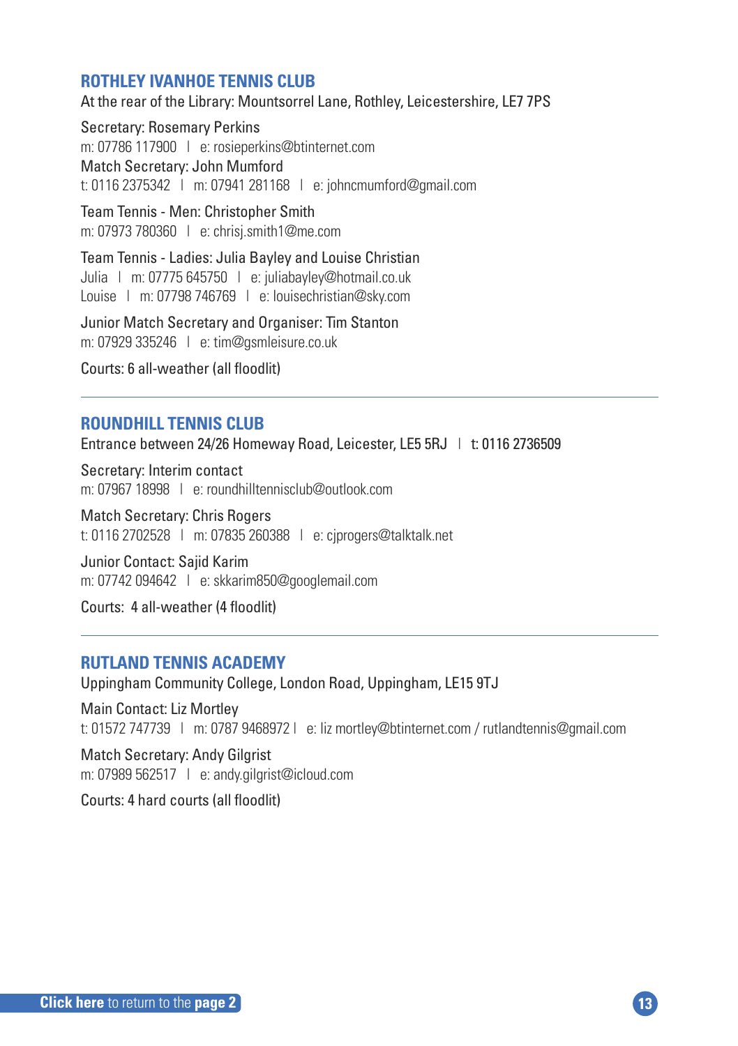## ROTHLEY IVANHOE TENNIS CLUB

At the rear of the Library: Mountsorrel Lane, Rothley, Leicestershire, LE7 7PS

Secretary: Rosemary Perkins
m: 07786 117900 | e: rosieperkins@btinternet.com
Match Secretary: John Mumford
t: 0116 2375342 | m: 07941 281168 | e: johncmumford@gmail.com

Team Tennis - Men: Christopher Smith
m: 07973 780360 | e: chrisj.smith1@me.com

Team Tennis - Ladies: Julia Bayley and Louise Christian
Julia | m: 07775 645750 | e: juliabayley@hotmail.co.uk
Louise | m: 07798 746769 | e: louisechristian@sky.com

Junior Match Secretary and Organiser: Tim Stanton
m: 07929 335246 | e: tim@gsmleisure.co.uk

Courts: 6 all-weather (all floodlit)

---

## ROUNDHILL TENNIS CLUB

Entrance between 24/26 Homeway Road, Leicester, LE5 5RJ | t: 0116 2736509

Secretary: Interim contact
m: 07967 18998 | e: roundhilltennisclub@outlook.com

Match Secretary: Chris Rogers
t: 0116 2702528 | m: 07835 260388 | e: cjprogers@talktalk.net

Junior Contact: Sajid Karim
m: 07742 094642 | e: skkarim850@googlemail.com

Courts: 4 all-weather (4 floodlit)

---

## RUTLAND TENNIS ACADEMY

Uppingham Community College, London Road, Uppingham, LE15 9TJ

Main Contact: Liz Mortley
t: 01572 747739 | m: 0787 9468972 | e: liz mortley@btinternet.com / rutlandtennis@gmail.com

Match Secretary: Andy Gilgrist
m: 07989 562517 | e: andy.gilgrist@icloud.com

Courts: 4 hard courts (all floodlit)

**Click here** to return to the **page 2**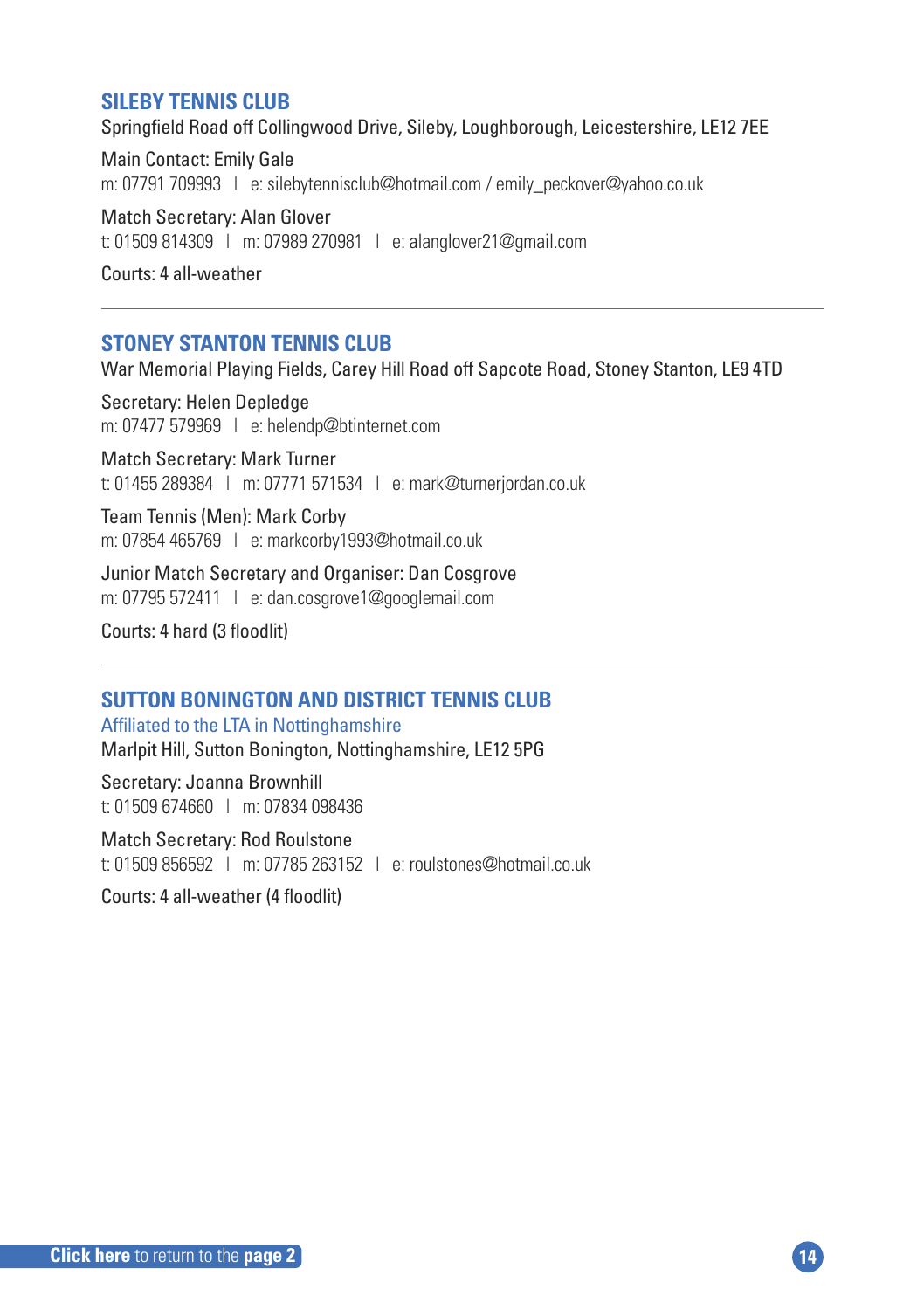## SILEBY TENNIS CLUB

Springfield Road off Collingwood Drive, Sileby, Loughborough, Leicestershire, LE12 7EE

Main Contact: Emily Gale
m: 07791 709993 | e: silebytennisclub@hotmail.com / emily_peckover@yahoo.co.uk

Match Secretary: Alan Glover
t: 01509 814309 | m: 07989 270981 | e: alanglover21@gmail.com

Courts: 4 all-weather

---

## STONEY STANTON TENNIS CLUB

War Memorial Playing Fields, Carey Hill Road off Sapcote Road, Stoney Stanton, LE9 4TD

Secretary: Helen Depledge
m: 07477 579969 | e: helendp@btinternet.com

Match Secretary: Mark Turner
t: 01455 289384 | m: 07771 571534 | e: mark@turnerjordan.co.uk

Team Tennis (Men): Mark Corby
m: 07854 465769 | e: markcorby1993@hotmail.co.uk

Junior Match Secretary and Organiser: Dan Cosgrove
m: 07795 572411 | e: dan.cosgrove1@googlemail.com

Courts: 4 hard (3 floodlit)

---

## SUTTON BONINGTON AND DISTRICT TENNIS CLUB

Affiliated to the LTA in Nottinghamshire

Marlpit Hill, Sutton Bonington, Nottinghamshire, LE12 5PG

Secretary: Joanna Brownhill
t: 01509 674660 | m: 07834 098436

Match Secretary: Rod Roulstone
t: 01509 856592 | m: 07785 263152 | e: roulstones@hotmail.co.uk

Courts: 4 all-weather (4 floodlit)

**Click here** to return to the **page 2**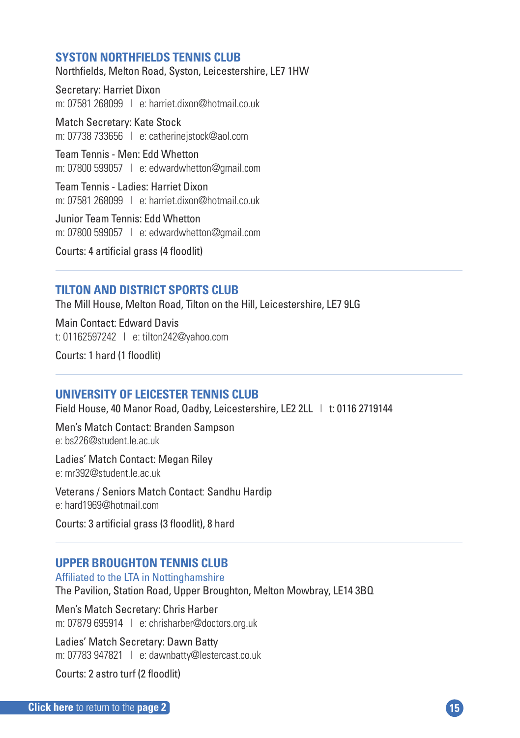## SYSTON NORTHFIELDS TENNIS CLUB

Northfields, Melton Road, Syston, Leicestershire, LE7 1HW

Secretary: Harriet Dixon
m: 07581 268099 | e: harriet.dixon@hotmail.co.uk

Match Secretary: Kate Stock
m: 07738 733656 | e: catherinejstock@aol.com

Team Tennis - Men: Edd Whetton
m: 07800 599057 | e: edwardwhetton@gmail.com

Team Tennis - Ladies: Harriet Dixon
m: 07581 268099 | e: harriet.dixon@hotmail.co.uk

Junior Team Tennis: Edd Whetton
m: 07800 599057 | e: edwardwhetton@gmail.com

Courts: 4 artificial grass (4 floodlit)

---

## TILTON AND DISTRICT SPORTS CLUB

The Mill House, Melton Road, Tilton on the Hill, Leicestershire, LE7 9LG

Main Contact: Edward Davis
t: 01162597242 | e: tilton242@yahoo.com

Courts: 1 hard (1 floodlit)

---

## UNIVERSITY OF LEICESTER TENNIS CLUB

Field House, 40 Manor Road, Oadby, Leicestershire, LE2 2LL | t: 0116 2719144

Men's Match Contact: Branden Sampson
e: bs226@student.le.ac.uk

Ladies' Match Contact: Megan Riley
e: mr392@student.le.ac.uk

Veterans / Seniors Match Contact: Sandhu Hardip
e: hard1969@hotmail.com

Courts: 3 artificial grass (3 floodlit), 8 hard

---

## UPPER BROUGHTON TENNIS CLUB

Affiliated to the LTA in Nottinghamshire

The Pavilion, Station Road, Upper Broughton, Melton Mowbray, LE14 3BQ

Men's Match Secretary: Chris Harber
m: 07879 695914 | e: chrisharber@doctors.org.uk

Ladies' Match Secretary: Dawn Batty
m: 07783 947821 | e: dawnbatty@lestercast.co.uk

Courts: 2 astro turf (2 floodlit)

**Click here** to return to the **page 2**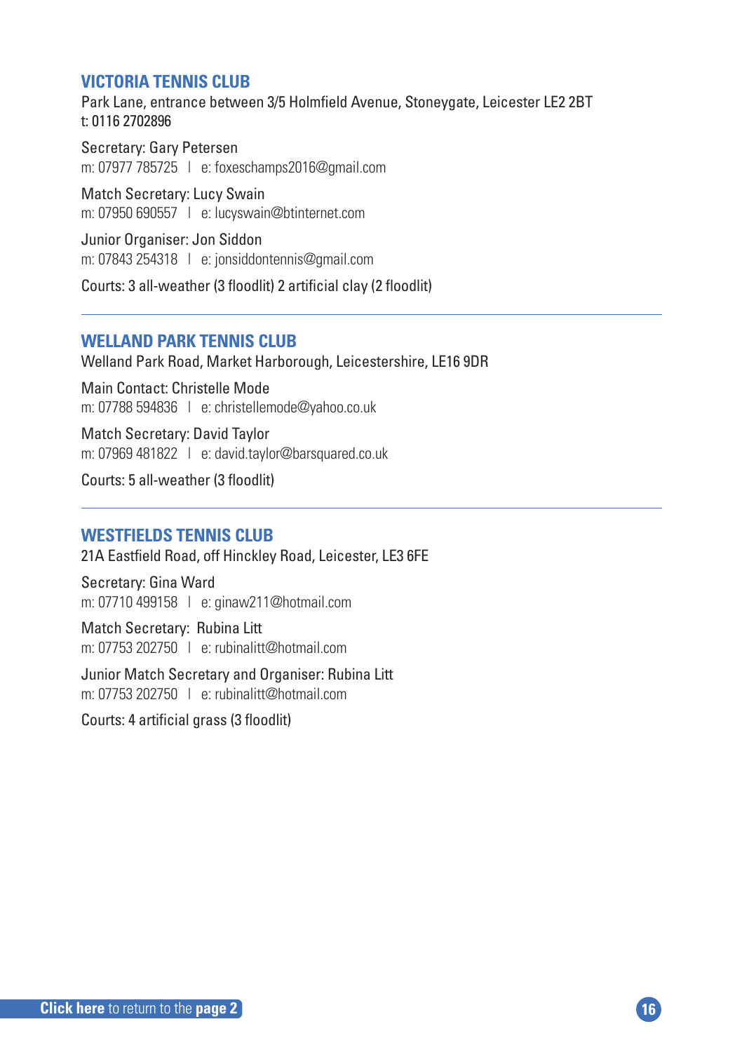## VICTORIA TENNIS CLUB

Park Lane, entrance between 3/5 Holmfield Avenue, Stoneygate, Leicester LE2 2BT
t: 0116 2702896

Secretary: Gary Petersen
m: 07977 785725 | e: foxeschamps2016@gmail.com

Match Secretary: Lucy Swain
m: 07950 690557 | e: lucyswain@btinternet.com

Junior Organiser: Jon Siddon
m: 07843 254318 | e: jonsiddontennis@gmail.com

Courts: 3 all-weather (3 floodlit) 2 artificial clay (2 floodlit)

---

## WELLAND PARK TENNIS CLUB

Welland Park Road, Market Harborough, Leicestershire, LE16 9DR

Main Contact: Christelle Mode
m: 07788 594836 | e: christellemode@yahoo.co.uk

Match Secretary: David Taylor
m: 07969 481822 | e: david.taylor@barsquared.co.uk

Courts: 5 all-weather (3 floodlit)

---

## WESTFIELDS TENNIS CLUB

21A Eastfield Road, off Hinckley Road, Leicester, LE3 6FE

Secretary: Gina Ward
m: 07710 499158 | e: ginaw211@hotmail.com

Match Secretary: Rubina Litt
m: 07753 202750 | e: rubinalitt@hotmail.com

Junior Match Secretary and Organiser: Rubina Litt
m: 07753 202750 | e: rubinalitt@hotmail.com

Courts: 4 artificial grass (3 floodlit)

**Click here** to return to the **page 2**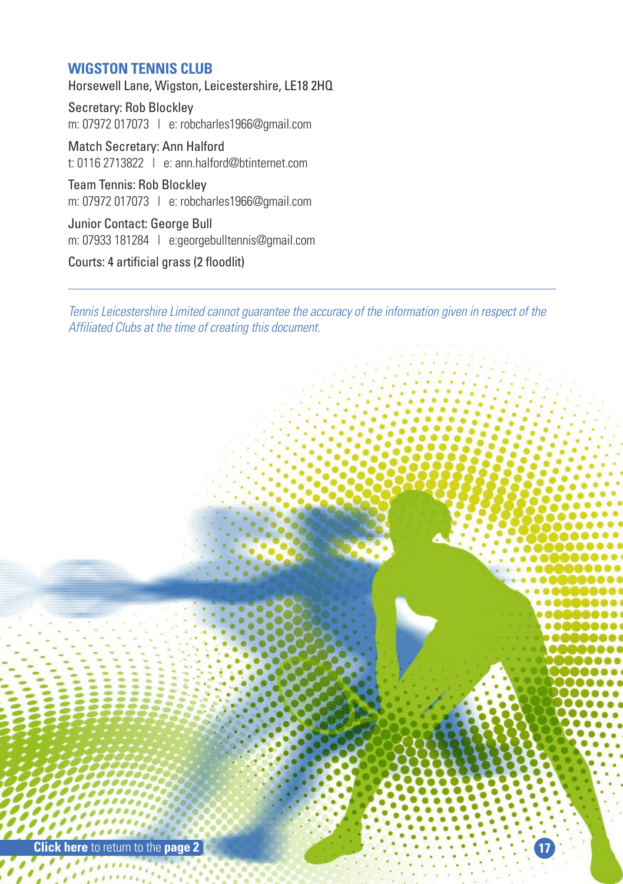## WIGSTON TENNIS CLUB

Horsewell Lane, Wigston, Leicestershire, LE18 2HQ

Secretary: Rob Blockley
m: 07972 017073 | e: robcharles1966@gmail.com

Match Secretary: Ann Halford
t: 0116 2713822 | e: ann.halford@btinternet.com

Team Tennis: Rob Blockley
m: 07972 017073 | e: robcharles1966@gmail.com

Junior Contact: George Bull
m: 07933 181284 | e:georgebulltennis@gmail.com

Courts: 4 artificial grass (2 floodlit)

---

*Tennis Leicestershire Limited cannot guarantee the accuracy of the information given in respect of the Affiliated Clubs at the time of creating this document.*

**Click here** to return to the **page 2**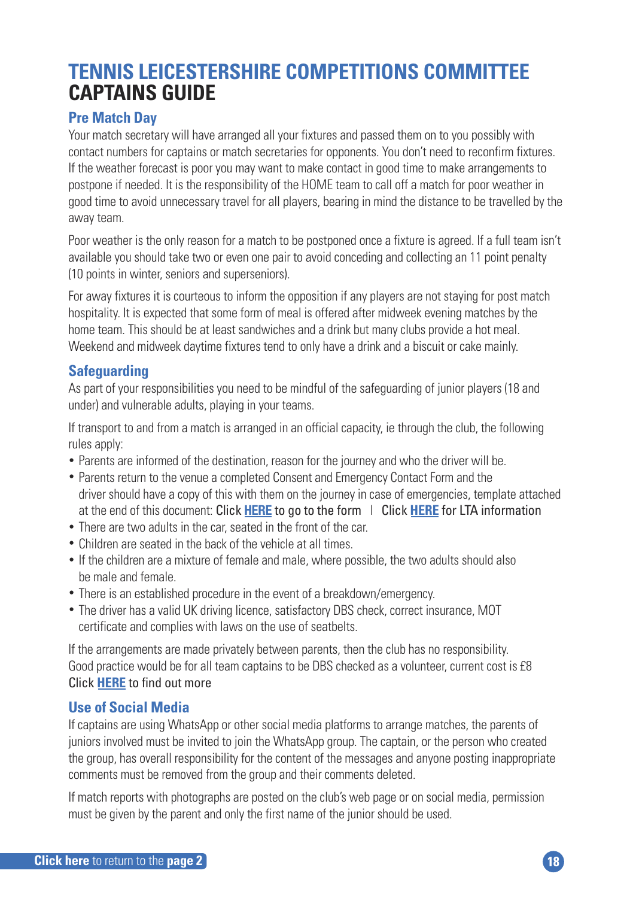# TENNIS LEICESTERSHIRE COMPETITIONS COMMITTEE CAPTAINS GUIDE

## Pre Match Day

Your match secretary will have arranged all your fixtures and passed them on to you possibly with contact numbers for captains or match secretaries for opponents. You don't need to reconfirm fixtures. If the weather forecast is poor you may want to make contact in good time to make arrangements to postpone if needed. It is the responsibility of the HOME team to call off a match for poor weather in good time to avoid unnecessary travel for all players, bearing in mind the distance to be travelled by the away team.

Poor weather is the only reason for a match to be postponed once a fixture is agreed. If a full team isn't available you should take two or even one pair to avoid conceding and collecting an 11 point penalty (10 points in winter, seniors and superseniors).

For away fixtures it is courteous to inform the opposition if any players are not staying for post match hospitality. It is expected that some form of meal is offered after midweek evening matches by the home team. This should be at least sandwiches and a drink but many clubs provide a hot meal. Weekend and midweek daytime fixtures tend to only have a drink and a biscuit or cake mainly.

## Safeguarding

As part of your responsibilities you need to be mindful of the safeguarding of junior players (18 and under) and vulnerable adults, playing in your teams.

If transport to and from a match is arranged in an official capacity, ie through the club, the following rules apply:

- Parents are informed of the destination, reason for the journey and who the driver will be.
- Parents return to the venue a completed Consent and Emergency Contact Form and the driver should have a copy of this with them on the journey in case of emergencies, template attached at the end of this document: Click **HERE** to go to the form | Click **HERE** for LTA information
- There are two adults in the car, seated in the front of the car.
- Children are seated in the back of the vehicle at all times.
- If the children are a mixture of female and male, where possible, the two adults should also be male and female.
- There is an established procedure in the event of a breakdown/emergency.
- The driver has a valid UK driving licence, satisfactory DBS check, correct insurance, MOT certificate and complies with laws on the use of seatbelts.

If the arrangements are made privately between parents, then the club has no responsibility. Good practice would be for all team captains to be DBS checked as a volunteer, current cost is £8 Click **HERE** to find out more

## Use of Social Media

If captains are using WhatsApp or other social media platforms to arrange matches, the parents of juniors involved must be invited to join the WhatsApp group. The captain, or the person who created the group, has overall responsibility for the content of the messages and anyone posting inappropriate comments must be removed from the group and their comments deleted.

If match reports with photographs are posted on the club's web page or on social media, permission must be given by the parent and only the first name of the junior should be used.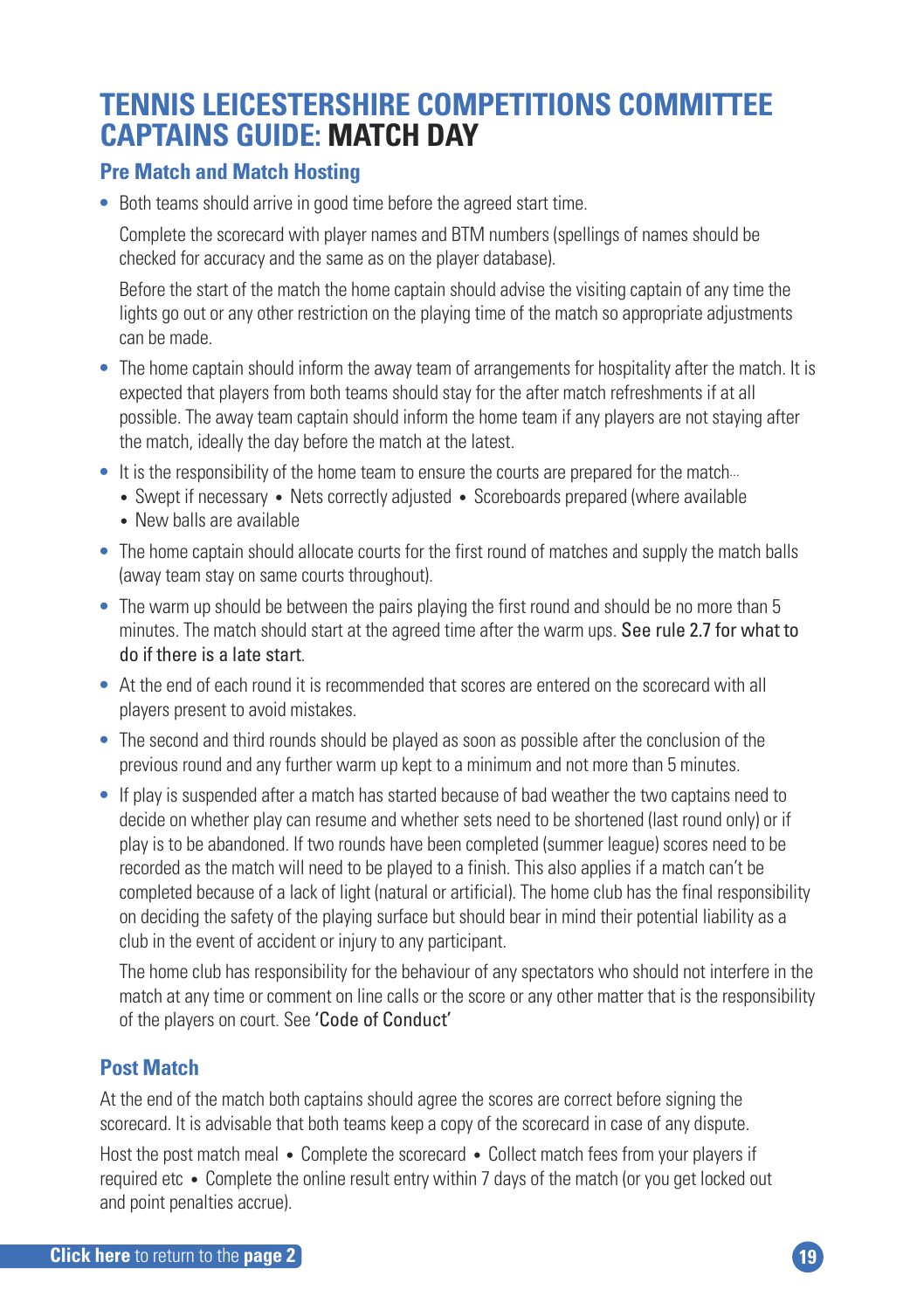# TENNIS LEICESTERSHIRE COMPETITIONS COMMITTEE CAPTAINS GUIDE: MATCH DAY

## Pre Match and Match Hosting

- Both teams should arrive in good time before the agreed start time.

  Complete the scorecard with player names and BTM numbers (spellings of names should be checked for accuracy and the same as on the player database).

  Before the start of the match the home captain should advise the visiting captain of any time the lights go out or any other restriction on the playing time of the match so appropriate adjustments can be made.

- The home captain should inform the away team of arrangements for hospitality after the match. It is expected that players from both teams should stay for the after match refreshments if at all possible. The away team captain should inform the home team if any players are not staying after the match, ideally the day before the match at the latest.

- It is the responsibility of the home team to ensure the courts are prepared for the match...
  - Swept if necessary • Nets correctly adjusted • Scoreboards prepared (where available
  - New balls are available

- The home captain should allocate courts for the first round of matches and supply the match balls (away team stay on same courts throughout).

- The warm up should be between the pairs playing the first round and should be no more than 5 minutes. The match should start at the agreed time after the warm ups. See rule 2.7 for what to do if there is a late start.

- At the end of each round it is recommended that scores are entered on the scorecard with all players present to avoid mistakes.

- The second and third rounds should be played as soon as possible after the conclusion of the previous round and any further warm up kept to a minimum and not more than 5 minutes.

- If play is suspended after a match has started because of bad weather the two captains need to decide on whether play can resume and whether sets need to be shortened (last round only) or if play is to be abandoned. If two rounds have been completed (summer league) scores need to be recorded as the match will need to be played to a finish. This also applies if a match can't be completed because of a lack of light (natural or artificial). The home club has the final responsibility on deciding the safety of the playing surface but should bear in mind their potential liability as a club in the event of accident or injury to any participant.

  The home club has responsibility for the behaviour of any spectators who should not interfere in the match at any time or comment on line calls or the score or any other matter that is the responsibility of the players on court. See 'Code of Conduct'

## Post Match

At the end of the match both captains should agree the scores are correct before signing the scorecard. It is advisable that both teams keep a copy of the scorecard in case of any dispute.

Host the post match meal • Complete the scorecard • Collect match fees from your players if required etc • Complete the online result entry within 7 days of the match (or you get locked out and point penalties accrue).

**Click here** to return to the **page 2**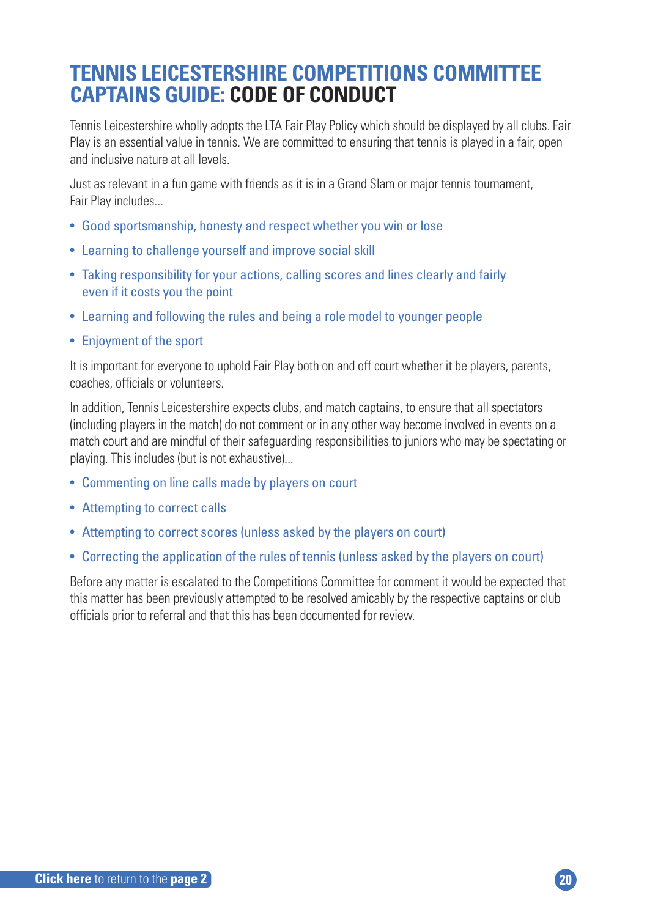# TENNIS LEICESTERSHIRE COMPETITIONS COMMITTEE CAPTAINS GUIDE: CODE OF CONDUCT

Tennis Leicestershire wholly adopts the LTA Fair Play Policy which should be displayed by all clubs. Fair Play is an essential value in tennis. We are committed to ensuring that tennis is played in a fair, open and inclusive nature at all levels.

Just as relevant in a fun game with friends as it is in a Grand Slam or major tennis tournament, Fair Play includes...

- Good sportsmanship, honesty and respect whether you win or lose
- Learning to challenge yourself and improve social skill
- Taking responsibility for your actions, calling scores and lines clearly and fairly even if it costs you the point
- Learning and following the rules and being a role model to younger people
- Enjoyment of the sport

It is important for everyone to uphold Fair Play both on and off court whether it be players, parents, coaches, officials or volunteers.

In addition, Tennis Leicestershire expects clubs, and match captains, to ensure that all spectators (including players in the match) do not comment or in any other way become involved in events on a match court and are mindful of their safeguarding responsibilities to juniors who may be spectating or playing. This includes (but is not exhaustive)...

- Commenting on line calls made by players on court
- Attempting to correct calls
- Attempting to correct scores (unless asked by the players on court)
- Correcting the application of the rules of tennis (unless asked by the players on court)

Before any matter is escalated to the Competitions Committee for comment it would be expected that this matter has been previously attempted to be resolved amicably by the respective captains or club officials prior to referral and that this has been documented for review.

**Click here** to return to the **page 2**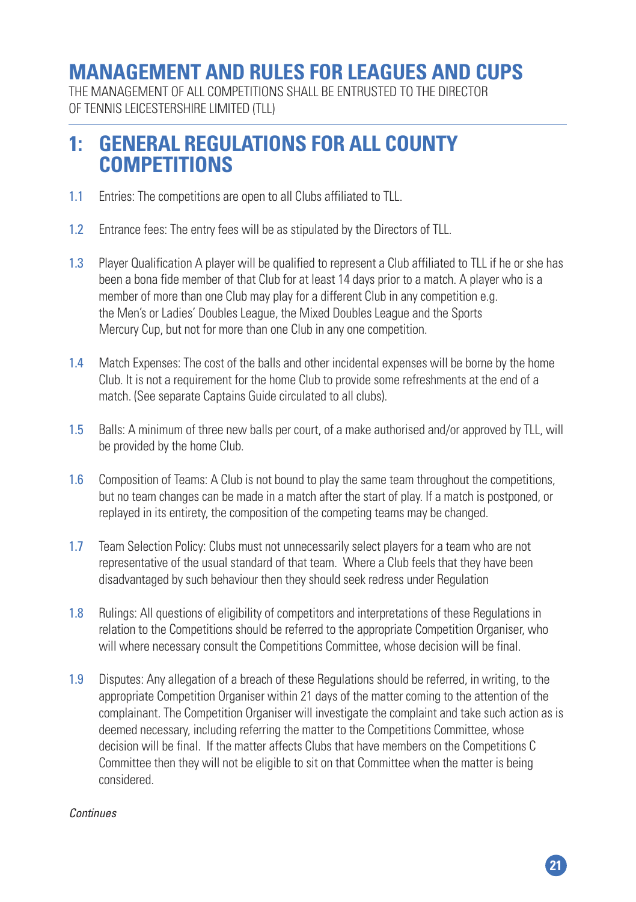# MANAGEMENT AND RULES FOR LEAGUES AND CUPS

THE MANAGEMENT OF ALL COMPETITIONS SHALL BE ENTRUSTED TO THE DIRECTOR OF TENNIS LEICESTERSHIRE LIMITED (TLL)

## 1: GENERAL REGULATIONS FOR ALL COUNTY COMPETITIONS

1.1 Entries: The competitions are open to all Clubs affiliated to TLL.

1.2 Entrance fees: The entry fees will be as stipulated by the Directors of TLL.

1.3 Player Qualification A player will be qualified to represent a Club affiliated to TLL if he or she has been a bona fide member of that Club for at least 14 days prior to a match. A player who is a member of more than one Club may play for a different Club in any competition e.g. the Men's or Ladies' Doubles League, the Mixed Doubles League and the Sports Mercury Cup, but not for more than one Club in any one competition.

1.4 Match Expenses: The cost of the balls and other incidental expenses will be borne by the home Club. It is not a requirement for the home Club to provide some refreshments at the end of a match. (See separate Captains Guide circulated to all clubs).

1.5 Balls: A minimum of three new balls per court, of a make authorised and/or approved by TLL, will be provided by the home Club.

1.6 Composition of Teams: A Club is not bound to play the same team throughout the competitions, but no team changes can be made in a match after the start of play. If a match is postponed, or replayed in its entirety, the composition of the competing teams may be changed.

1.7 Team Selection Policy: Clubs must not unnecessarily select players for a team who are not representative of the usual standard of that team. Where a Club feels that they have been disadvantaged by such behaviour then they should seek redress under Regulation

1.8 Rulings: All questions of eligibility of competitors and interpretations of these Regulations in relation to the Competitions should be referred to the appropriate Competition Organiser, who will where necessary consult the Competitions Committee, whose decision will be final.

1.9 Disputes: Any allegation of a breach of these Regulations should be referred, in writing, to the appropriate Competition Organiser within 21 days of the matter coming to the attention of the complainant. The Competition Organiser will investigate the complaint and take such action as is deemed necessary, including referring the matter to the Competitions Committee, whose decision will be final. If the matter affects Clubs that have members on the Competitions C Committee then they will not be eligible to sit on that Committee when the matter is being considered.

*Continues*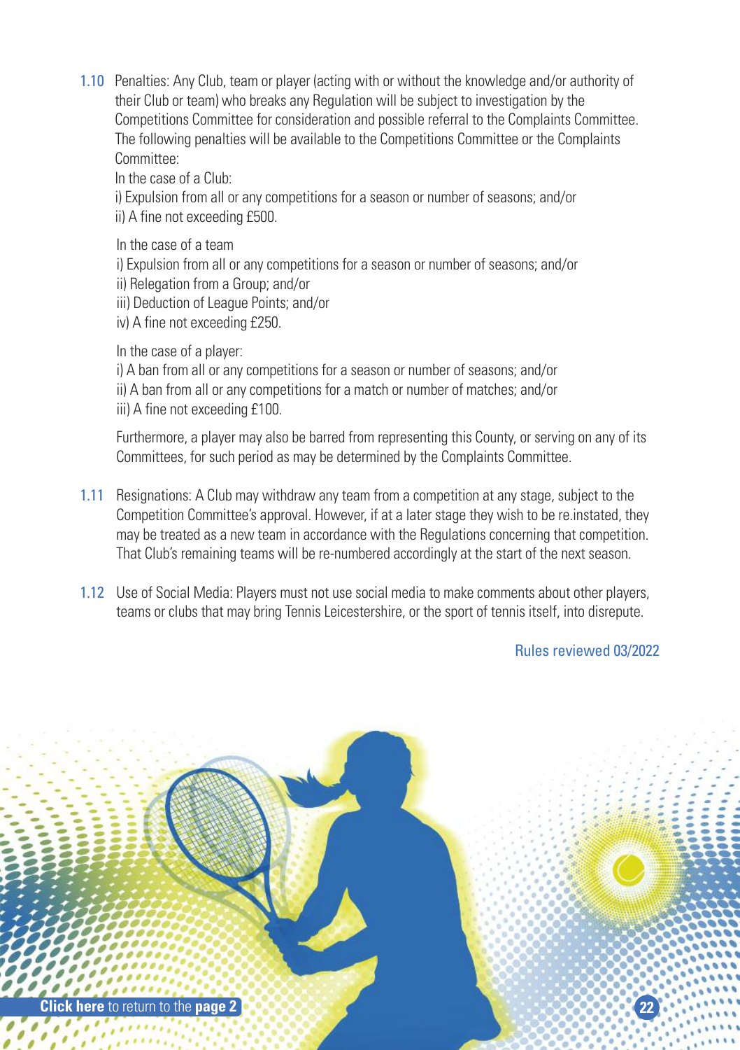1.10 Penalties: Any Club, team or player (acting with or without the knowledge and/or authority of their Club or team) who breaks any Regulation will be subject to investigation by the Competitions Committee for consideration and possible referral to the Complaints Committee. The following penalties will be available to the Competitions Committee or the Complaints Committee:

In the case of a Club:
i) Expulsion from all or any competitions for a season or number of seasons; and/or
ii) A fine not exceeding £500.

In the case of a team
i) Expulsion from all or any competitions for a season or number of seasons; and/or
ii) Relegation from a Group; and/or
iii) Deduction of League Points; and/or
iv) A fine not exceeding £250.

In the case of a player:
i) A ban from all or any competitions for a season or number of seasons; and/or
ii) A ban from all or any competitions for a match or number of matches; and/or
iii) A fine not exceeding £100.

Furthermore, a player may also be barred from representing this County, or serving on any of its Committees, for such period as may be determined by the Complaints Committee.

1.11 Resignations: A Club may withdraw any team from a competition at any stage, subject to the Competition Committee's approval. However, if at a later stage they wish to be re.instated, they may be treated as a new team in accordance with the Regulations concerning that competition. That Club's remaining teams will be re-numbered accordingly at the start of the next season.

1.12 Use of Social Media: Players must not use social media to make comments about other players, teams or clubs that may bring Tennis Leicestershire, or the sport of tennis itself, into disrepute.

Rules reviewed 03/2022

**Click here** to return to the **page 2**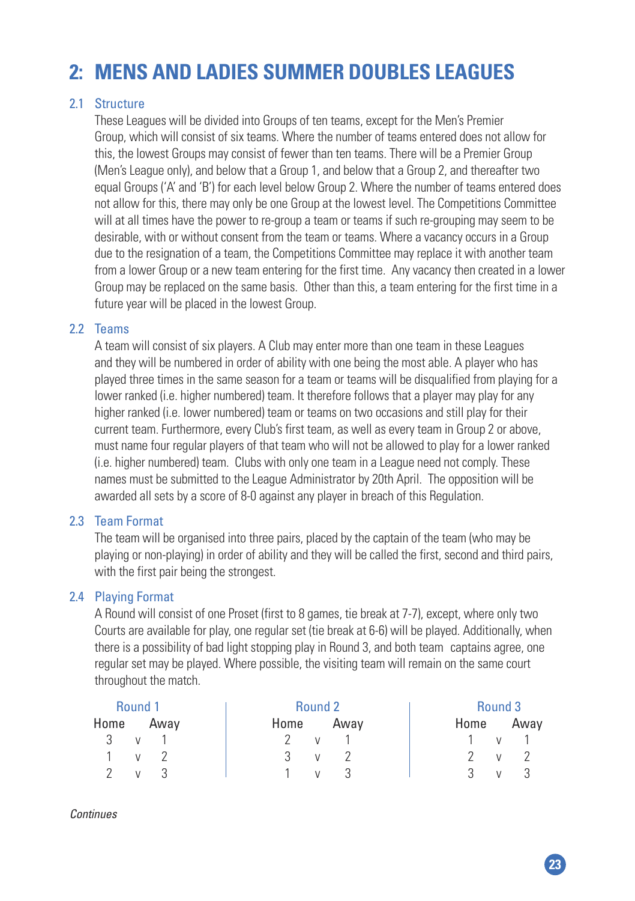# 2: MENS AND LADIES SUMMER DOUBLES LEAGUES

## 2.1 Structure

These Leagues will be divided into Groups of ten teams, except for the Men's Premier Group, which will consist of six teams. Where the number of teams entered does not allow for this, the lowest Groups may consist of fewer than ten teams. There will be a Premier Group (Men's League only), and below that a Group 1, and below that a Group 2, and thereafter two equal Groups ('A' and 'B') for each level below Group 2. Where the number of teams entered does not allow for this, there may only be one Group at the lowest level. The Competitions Committee will at all times have the power to re-group a team or teams if such re-grouping may seem to be desirable, with or without consent from the team or teams. Where a vacancy occurs in a Group due to the resignation of a team, the Competitions Committee may replace it with another team from a lower Group or a new team entering for the first time. Any vacancy then created in a lower Group may be replaced on the same basis. Other than this, a team entering for the first time in a future year will be placed in the lowest Group.

## 2.2 Teams

A team will consist of six players. A Club may enter more than one team in these Leagues and they will be numbered in order of ability with one being the most able. A player who has played three times in the same season for a team or teams will be disqualified from playing for a lower ranked (i.e. higher numbered) team. It therefore follows that a player may play for any higher ranked (i.e. lower numbered) team or teams on two occasions and still play for their current team. Furthermore, every Club's first team, as well as every team in Group 2 or above, must name four regular players of that team who will not be allowed to play for a lower ranked (i.e. higher numbered) team. Clubs with only one team in a League need not comply. These names must be submitted to the League Administrator by 20th April. The opposition will be awarded all sets by a score of 8-0 against any player in breach of this Regulation.

## 2.3 Team Format

The team will be organised into three pairs, placed by the captain of the team (who may be playing or non-playing) in order of ability and they will be called the first, second and third pairs, with the first pair being the strongest.

## 2.4 Playing Format

A Round will consist of one Proset (first to 8 games, tie break at 7-7), except, where only two Courts are available for play, one regular set (tie break at 6-6) will be played. Additionally, when there is a possibility of bad light stopping play in Round 3, and both team captains agree, one regular set may be played. Where possible, the visiting team will remain on the same court throughout the match.

| Round 1 | | | Round 2 | | | Round 3 | | |
|---|---|---|---|---|---|---|---|---|
| Home | | Away | Home | | Away | Home | | Away |
| 3 | v | 1 | 2 | v | 1 | 1 | v | 1 |
| 1 | v | 2 | 3 | v | 2 | 2 | v | 2 |
| 2 | v | 3 | 1 | v | 3 | 3 | v | 3 |

*Continues*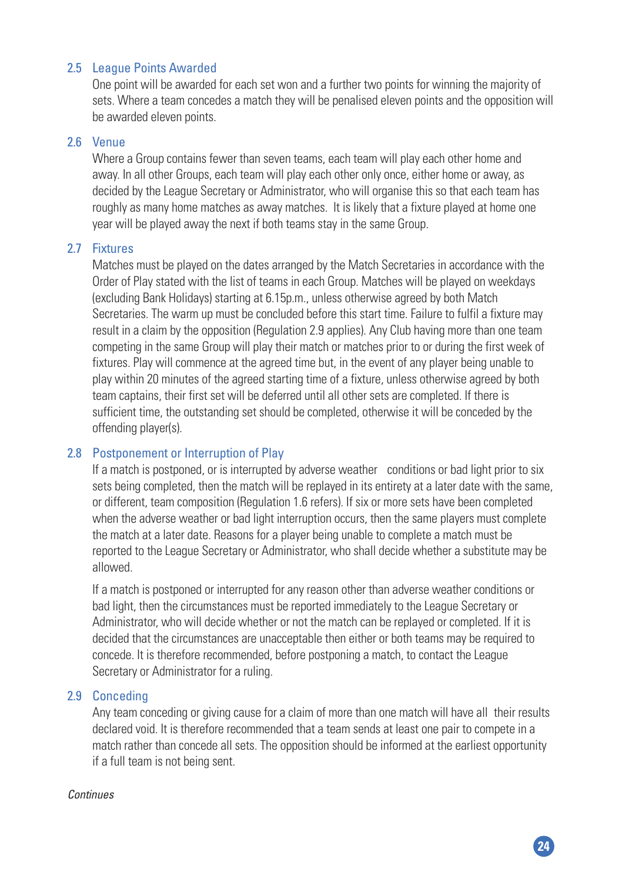### 2.5 League Points Awarded

One point will be awarded for each set won and a further two points for winning the majority of sets. Where a team concedes a match they will be penalised eleven points and the opposition will be awarded eleven points.

### 2.6 Venue

Where a Group contains fewer than seven teams, each team will play each other home and away. In all other Groups, each team will play each other only once, either home or away, as decided by the League Secretary or Administrator, who will organise this so that each team has roughly as many home matches as away matches. It is likely that a fixture played at home one year will be played away the next if both teams stay in the same Group.

### 2.7 Fixtures

Matches must be played on the dates arranged by the Match Secretaries in accordance with the Order of Play stated with the list of teams in each Group. Matches will be played on weekdays (excluding Bank Holidays) starting at 6.15p.m., unless otherwise agreed by both Match Secretaries. The warm up must be concluded before this start time. Failure to fulfil a fixture may result in a claim by the opposition (Regulation 2.9 applies). Any Club having more than one team competing in the same Group will play their match or matches prior to or during the first week of fixtures. Play will commence at the agreed time but, in the event of any player being unable to play within 20 minutes of the agreed starting time of a fixture, unless otherwise agreed by both team captains, their first set will be deferred until all other sets are completed. If there is sufficient time, the outstanding set should be completed, otherwise it will be conceded by the offending player(s).

### 2.8 Postponement or Interruption of Play

If a match is postponed, or is interrupted by adverse weather conditions or bad light prior to six sets being completed, then the match will be replayed in its entirety at a later date with the same, or different, team composition (Regulation 1.6 refers). If six or more sets have been completed when the adverse weather or bad light interruption occurs, then the same players must complete the match at a later date. Reasons for a player being unable to complete a match must be reported to the League Secretary or Administrator, who shall decide whether a substitute may be allowed.

If a match is postponed or interrupted for any reason other than adverse weather conditions or bad light, then the circumstances must be reported immediately to the League Secretary or Administrator, who will decide whether or not the match can be replayed or completed. If it is decided that the circumstances are unacceptable then either or both teams may be required to concede. It is therefore recommended, before postponing a match, to contact the League Secretary or Administrator for a ruling.

### 2.9 Conceding

Any team conceding or giving cause for a claim of more than one match will have all their results declared void. It is therefore recommended that a team sends at least one pair to compete in a match rather than concede all sets. The opposition should be informed at the earliest opportunity if a full team is not being sent.

*Continues*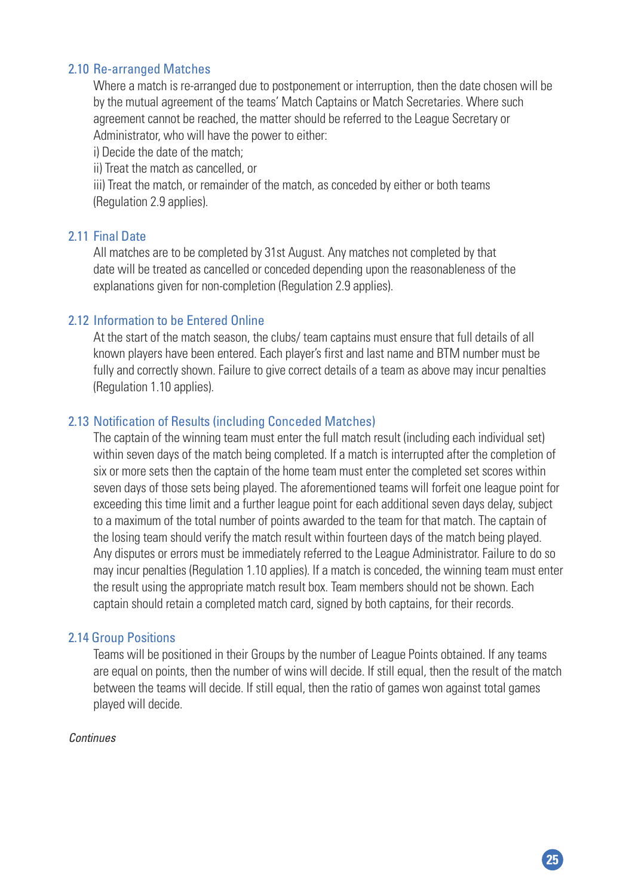### 2.10 Re-arranged Matches

Where a match is re-arranged due to postponement or interruption, then the date chosen will be by the mutual agreement of the teams' Match Captains or Match Secretaries. Where such agreement cannot be reached, the matter should be referred to the League Secretary or Administrator, who will have the power to either:

i) Decide the date of the match;

ii) Treat the match as cancelled, or

iii) Treat the match, or remainder of the match, as conceded by either or both teams (Regulation 2.9 applies).

### 2.11 Final Date

All matches are to be completed by 31st August. Any matches not completed by that date will be treated as cancelled or conceded depending upon the reasonableness of the explanations given for non-completion (Regulation 2.9 applies).

### 2.12 Information to be Entered Online

At the start of the match season, the clubs/ team captains must ensure that full details of all known players have been entered. Each player's first and last name and BTM number must be fully and correctly shown. Failure to give correct details of a team as above may incur penalties (Regulation 1.10 applies).

### 2.13 Notification of Results (including Conceded Matches)

The captain of the winning team must enter the full match result (including each individual set) within seven days of the match being completed. If a match is interrupted after the completion of six or more sets then the captain of the home team must enter the completed set scores within seven days of those sets being played. The aforementioned teams will forfeit one league point for exceeding this time limit and a further league point for each additional seven days delay, subject to a maximum of the total number of points awarded to the team for that match. The captain of the losing team should verify the match result within fourteen days of the match being played. Any disputes or errors must be immediately referred to the League Administrator. Failure to do so may incur penalties (Regulation 1.10 applies). If a match is conceded, the winning team must enter the result using the appropriate match result box. Team members should not be shown. Each captain should retain a completed match card, signed by both captains, for their records.

### 2.14 Group Positions

Teams will be positioned in their Groups by the number of League Points obtained. If any teams are equal on points, then the number of wins will decide. If still equal, then the result of the match between the teams will decide. If still equal, then the ratio of games won against total games played will decide.

*Continues*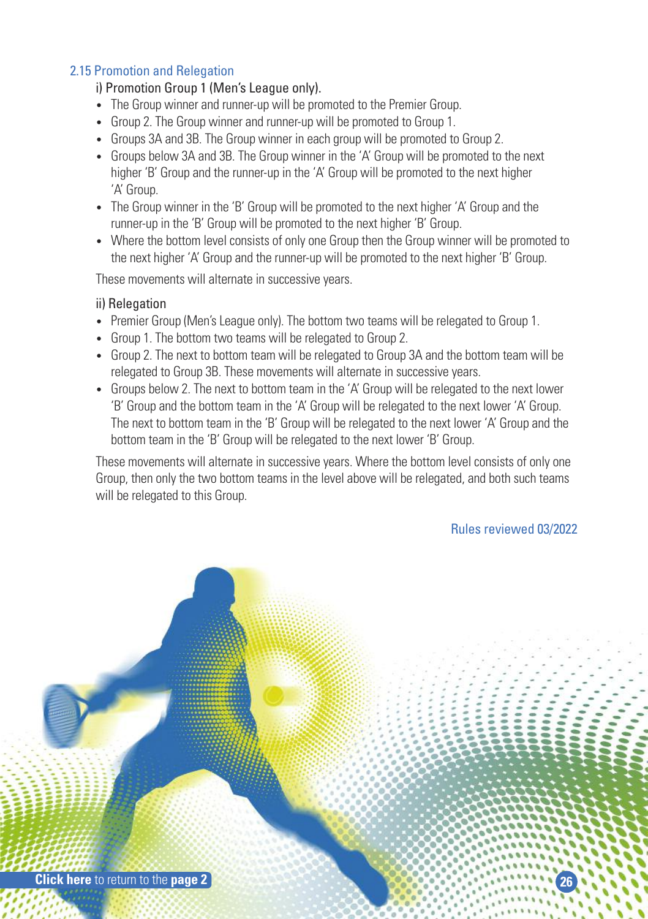### 2.15 Promotion and Relegation

i) Promotion Group 1 (Men's League only).

- The Group winner and runner-up will be promoted to the Premier Group.
- Group 2. The Group winner and runner-up will be promoted to Group 1.
- Groups 3A and 3B. The Group winner in each group will be promoted to Group 2.
- Groups below 3A and 3B. The Group winner in the 'A' Group will be promoted to the next higher 'B' Group and the runner-up in the 'A' Group will be promoted to the next higher 'A' Group.
- The Group winner in the 'B' Group will be promoted to the next higher 'A' Group and the runner-up in the 'B' Group will be promoted to the next higher 'B' Group.
- Where the bottom level consists of only one Group then the Group winner will be promoted to the next higher 'A' Group and the runner-up will be promoted to the next higher 'B' Group.

These movements will alternate in successive years.

ii) Relegation

- Premier Group (Men's League only). The bottom two teams will be relegated to Group 1.
- Group 1. The bottom two teams will be relegated to Group 2.
- Group 2. The next to bottom team will be relegated to Group 3A and the bottom team will be relegated to Group 3B. These movements will alternate in successive years.
- Groups below 2. The next to bottom team in the 'A' Group will be relegated to the next lower 'B' Group and the bottom team in the 'A' Group will be relegated to the next lower 'A' Group. The next to bottom team in the 'B' Group will be relegated to the next lower 'A' Group and the bottom team in the 'B' Group will be relegated to the next lower 'B' Group.

These movements will alternate in successive years. Where the bottom level consists of only one Group, then only the two bottom teams in the level above will be relegated, and both such teams will be relegated to this Group.

Rules reviewed 03/2022

**Click here** to return to the **page 2**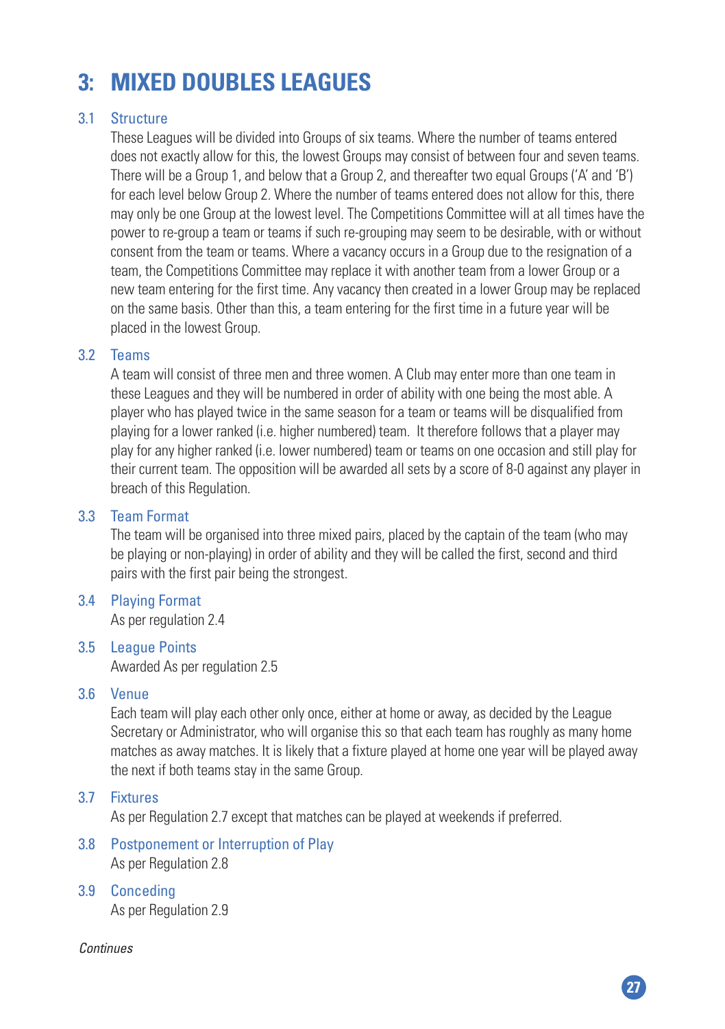# 3: MIXED DOUBLES LEAGUES

## 3.1 Structure

These Leagues will be divided into Groups of six teams. Where the number of teams entered does not exactly allow for this, the lowest Groups may consist of between four and seven teams. There will be a Group 1, and below that a Group 2, and thereafter two equal Groups ('A' and 'B') for each level below Group 2. Where the number of teams entered does not allow for this, there may only be one Group at the lowest level. The Competitions Committee will at all times have the power to re-group a team or teams if such re-grouping may seem to be desirable, with or without consent from the team or teams. Where a vacancy occurs in a Group due to the resignation of a team, the Competitions Committee may replace it with another team from a lower Group or a new team entering for the first time. Any vacancy then created in a lower Group may be replaced on the same basis. Other than this, a team entering for the first time in a future year will be placed in the lowest Group.

## 3.2 Teams

A team will consist of three men and three women. A Club may enter more than one team in these Leagues and they will be numbered in order of ability with one being the most able. A player who has played twice in the same season for a team or teams will be disqualified from playing for a lower ranked (i.e. higher numbered) team. It therefore follows that a player may play for any higher ranked (i.e. lower numbered) team or teams on one occasion and still play for their current team. The opposition will be awarded all sets by a score of 8-0 against any player in breach of this Regulation.

## 3.3 Team Format

The team will be organised into three mixed pairs, placed by the captain of the team (who may be playing or non-playing) in order of ability and they will be called the first, second and third pairs with the first pair being the strongest.

## 3.4 Playing Format

As per regulation 2.4

## 3.5 League Points

Awarded As per regulation 2.5

## 3.6 Venue

Each team will play each other only once, either at home or away, as decided by the League Secretary or Administrator, who will organise this so that each team has roughly as many home matches as away matches. It is likely that a fixture played at home one year will be played away the next if both teams stay in the same Group.

## 3.7 Fixtures

As per Regulation 2.7 except that matches can be played at weekends if preferred.

## 3.8 Postponement or Interruption of Play

As per Regulation 2.8

## 3.9 Conceding

As per Regulation 2.9

*Continues*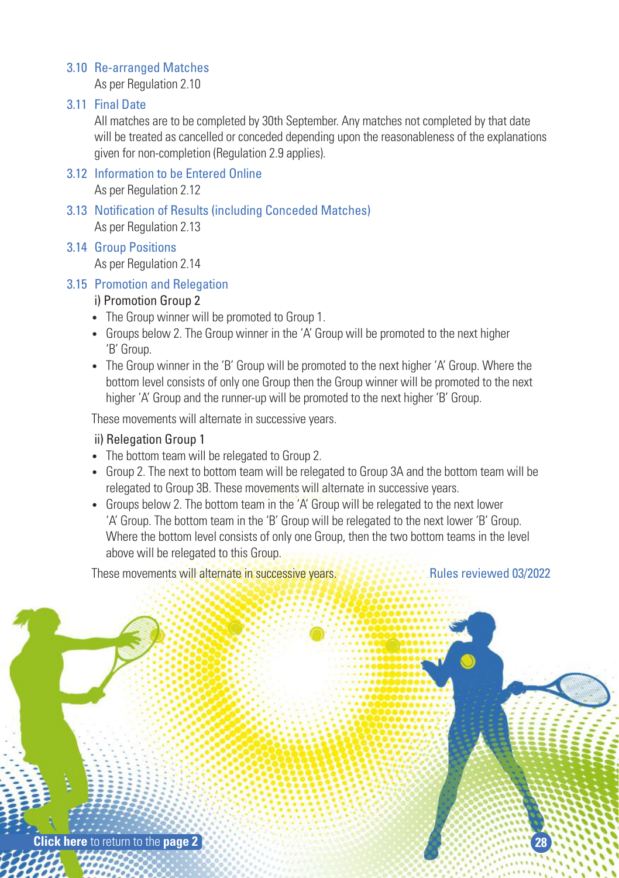### 3.10 Re-arranged Matches

As per Regulation 2.10

### 3.11 Final Date

All matches are to be completed by 30th September. Any matches not completed by that date will be treated as cancelled or conceded depending upon the reasonableness of the explanations given for non-completion (Regulation 2.9 applies).

### 3.12 Information to be Entered Online

As per Regulation 2.12

### 3.13 Notification of Results (including Conceded Matches)

As per Regulation 2.13

### 3.14 Group Positions

As per Regulation 2.14

### 3.15 Promotion and Relegation

i) Promotion Group 2

- The Group winner will be promoted to Group 1.
- Groups below 2. The Group winner in the 'A' Group will be promoted to the next higher 'B' Group.
- The Group winner in the 'B' Group will be promoted to the next higher 'A' Group. Where the bottom level consists of only one Group then the Group winner will be promoted to the next higher 'A' Group and the runner-up will be promoted to the next higher 'B' Group.

These movements will alternate in successive years.

ii) Relegation Group 1

- The bottom team will be relegated to Group 2.
- Group 2. The next to bottom team will be relegated to Group 3A and the bottom team will be relegated to Group 3B. These movements will alternate in successive years.
- Groups below 2. The bottom team in the 'A' Group will be relegated to the next lower 'A' Group. The bottom team in the 'B' Group will be relegated to the next lower 'B' Group. Where the bottom level consists of only one Group, then the two bottom teams in the level above will be relegated to this Group.

These movements will alternate in successive years.

Rules reviewed 03/2022

**Click here** to return to the **page 2**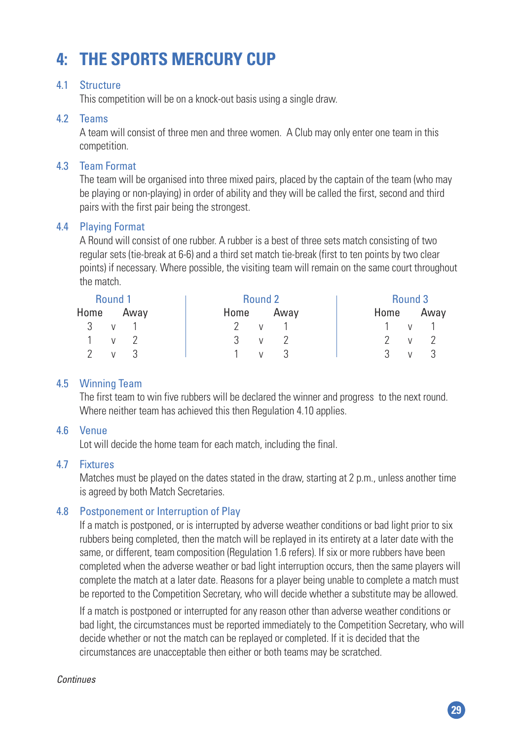# 4: THE SPORTS MERCURY CUP

## 4.1 Structure

This competition will be on a knock-out basis using a single draw.

## 4.2 Teams

A team will consist of three men and three women. A Club may only enter one team in this competition.

## 4.3 Team Format

The team will be organised into three mixed pairs, placed by the captain of the team (who may be playing or non-playing) in order of ability and they will be called the first, second and third pairs with the first pair being the strongest.

## 4.4 Playing Format

A Round will consist of one rubber. A rubber is a best of three sets match consisting of two regular sets (tie-break at 6-6) and a third set match tie-break (first to ten points by two clear points) if necessary. Where possible, the visiting team will remain on the same court throughout the match.

| Round 1 | | | Round 2 | | | Round 3 | | |
|---|---|---|---|---|---|---|---|---|
| Home | | Away | Home | | Away | Home | | Away |
| 3 | v | 1 | 2 | v | 1 | 1 | v | 1 |
| 1 | v | 2 | 3 | v | 2 | 2 | v | 2 |
| 2 | v | 3 | 1 | v | 3 | 3 | v | 3 |

## 4.5 Winning Team

The first team to win five rubbers will be declared the winner and progress to the next round. Where neither team has achieved this then Regulation 4.10 applies.

## 4.6 Venue

Lot will decide the home team for each match, including the final.

## 4.7 Fixtures

Matches must be played on the dates stated in the draw, starting at 2 p.m., unless another time is agreed by both Match Secretaries.

## 4.8 Postponement or Interruption of Play

If a match is postponed, or is interrupted by adverse weather conditions or bad light prior to six rubbers being completed, then the match will be replayed in its entirety at a later date with the same, or different, team composition (Regulation 1.6 refers). If six or more rubbers have been completed when the adverse weather or bad light interruption occurs, then the same players will complete the match at a later date. Reasons for a player being unable to complete a match must be reported to the Competition Secretary, who will decide whether a substitute may be allowed.

If a match is postponed or interrupted for any reason other than adverse weather conditions or bad light, the circumstances must be reported immediately to the Competition Secretary, who will decide whether or not the match can be replayed or completed. If it is decided that the circumstances are unacceptable then either or both teams may be scratched.

*Continues*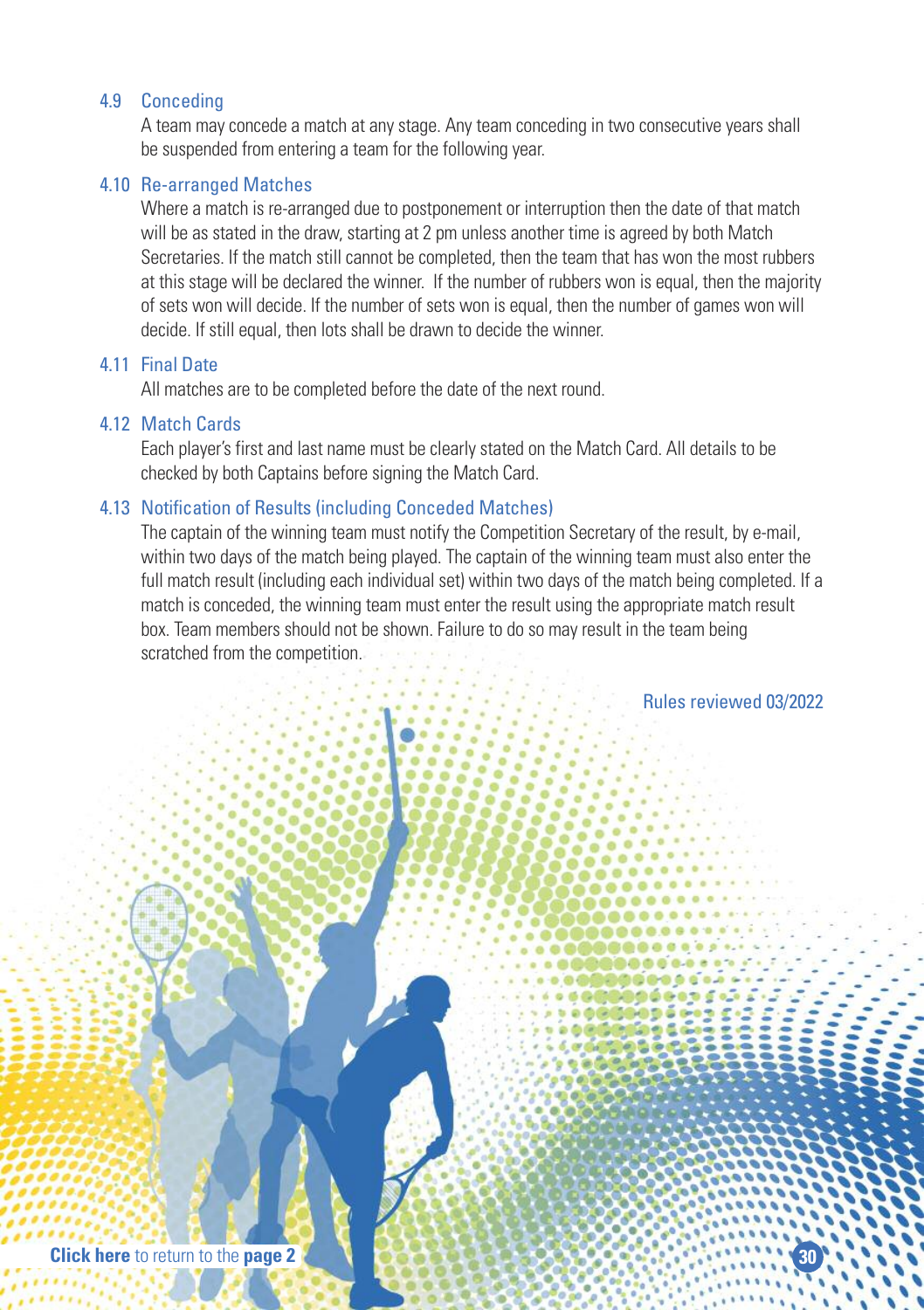### 4.9 Conceding

A team may concede a match at any stage. Any team conceding in two consecutive years shall be suspended from entering a team for the following year.

### 4.10 Re-arranged Matches

Where a match is re-arranged due to postponement or interruption then the date of that match will be as stated in the draw, starting at 2 pm unless another time is agreed by both Match Secretaries. If the match still cannot be completed, then the team that has won the most rubbers at this stage will be declared the winner. If the number of rubbers won is equal, then the majority of sets won will decide. If the number of sets won is equal, then the number of games won will decide. If still equal, then lots shall be drawn to decide the winner.

### 4.11 Final Date

All matches are to be completed before the date of the next round.

### 4.12 Match Cards

Each player's first and last name must be clearly stated on the Match Card. All details to be checked by both Captains before signing the Match Card.

### 4.13 Notification of Results (including Conceded Matches)

The captain of the winning team must notify the Competition Secretary of the result, by e-mail, within two days of the match being played. The captain of the winning team must also enter the full match result (including each individual set) within two days of the match being completed. If a match is conceded, the winning team must enter the result using the appropriate match result box. Team members should not be shown. Failure to do so may result in the team being scratched from the competition.

Rules reviewed 03/2022

**Click here** to return to the **page 2**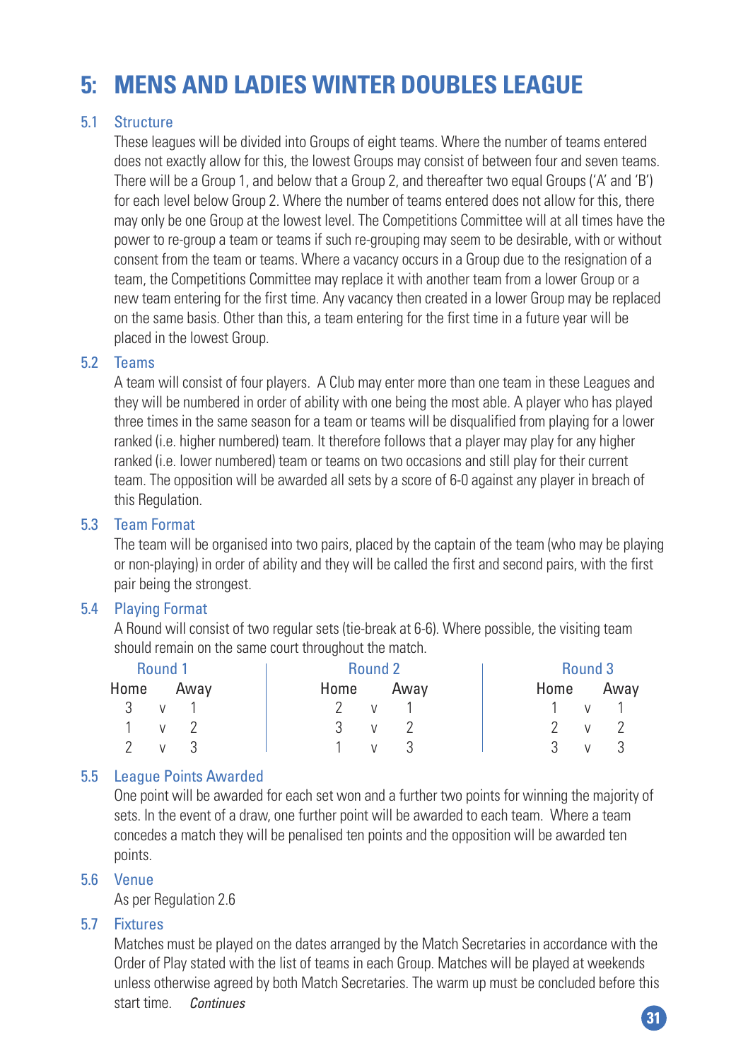# 5: MENS AND LADIES WINTER DOUBLES LEAGUE

## 5.1 Structure

These leagues will be divided into Groups of eight teams. Where the number of teams entered does not exactly allow for this, the lowest Groups may consist of between four and seven teams. There will be a Group 1, and below that a Group 2, and thereafter two equal Groups ('A' and 'B') for each level below Group 2. Where the number of teams entered does not allow for this, there may only be one Group at the lowest level. The Competitions Committee will at all times have the power to re-group a team or teams if such re-grouping may seem to be desirable, with or without consent from the team or teams. Where a vacancy occurs in a Group due to the resignation of a team, the Competitions Committee may replace it with another team from a lower Group or a new team entering for the first time. Any vacancy then created in a lower Group may be replaced on the same basis. Other than this, a team entering for the first time in a future year will be placed in the lowest Group.

## 5.2 Teams

A team will consist of four players. A Club may enter more than one team in these Leagues and they will be numbered in order of ability with one being the most able. A player who has played three times in the same season for a team or teams will be disqualified from playing for a lower ranked (i.e. higher numbered) team. It therefore follows that a player may play for any higher ranked (i.e. lower numbered) team or teams on two occasions and still play for their current team. The opposition will be awarded all sets by a score of 6-0 against any player in breach of this Regulation.

## 5.3 Team Format

The team will be organised into two pairs, placed by the captain of the team (who may be playing or non-playing) in order of ability and they will be called the first and second pairs, with the first pair being the strongest.

## 5.4 Playing Format

A Round will consist of two regular sets (tie-break at 6-6). Where possible, the visiting team should remain on the same court throughout the match.

| Round 1 | | | Round 2 | | | Round 3 | | |
|---|---|---|---|---|---|---|---|---|
| Home | | Away | Home | | Away | Home | | Away |
| 3 | v | 1 | 2 | v | 1 | 1 | v | 1 |
| 1 | v | 2 | 3 | v | 2 | 2 | v | 2 |
| 2 | v | 3 | 1 | v | 3 | 3 | v | 3 |

## 5.5 League Points Awarded

One point will be awarded for each set won and a further two points for winning the majority of sets. In the event of a draw, one further point will be awarded to each team. Where a team concedes a match they will be penalised ten points and the opposition will be awarded ten points.

## 5.6 Venue

As per Regulation 2.6

## 5.7 Fixtures

Matches must be played on the dates arranged by the Match Secretaries in accordance with the Order of Play stated with the list of teams in each Group. Matches will be played at weekends unless otherwise agreed by both Match Secretaries. The warm up must be concluded before this start time. *Continues*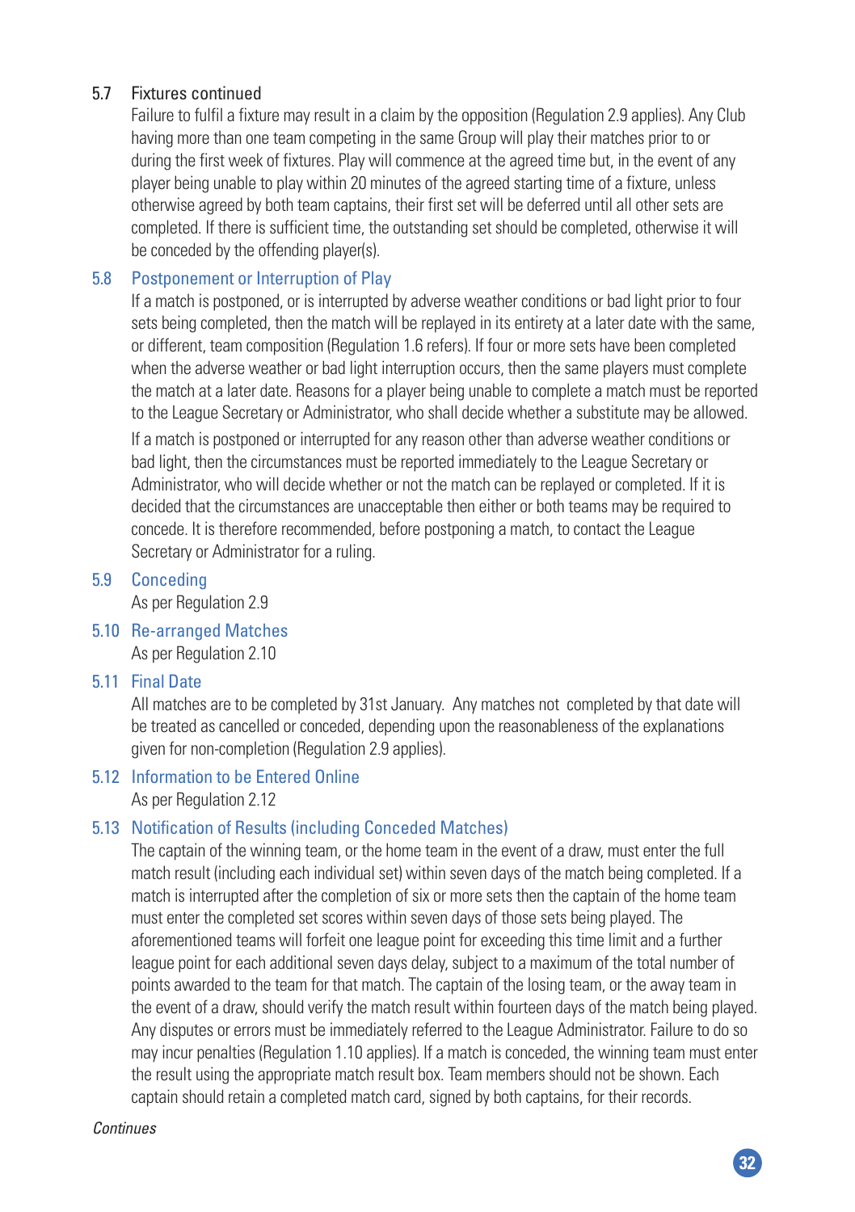### 5.7 Fixtures continued

Failure to fulfil a fixture may result in a claim by the opposition (Regulation 2.9 applies). Any Club having more than one team competing in the same Group will play their matches prior to or during the first week of fixtures. Play will commence at the agreed time but, in the event of any player being unable to play within 20 minutes of the agreed starting time of a fixture, unless otherwise agreed by both team captains, their first set will be deferred until all other sets are completed. If there is sufficient time, the outstanding set should be completed, otherwise it will be conceded by the offending player(s).

### 5.8 Postponement or Interruption of Play

If a match is postponed, or is interrupted by adverse weather conditions or bad light prior to four sets being completed, then the match will be replayed in its entirety at a later date with the same, or different, team composition (Regulation 1.6 refers). If four or more sets have been completed when the adverse weather or bad light interruption occurs, then the same players must complete the match at a later date. Reasons for a player being unable to complete a match must be reported to the League Secretary or Administrator, who shall decide whether a substitute may be allowed.

If a match is postponed or interrupted for any reason other than adverse weather conditions or bad light, then the circumstances must be reported immediately to the League Secretary or Administrator, who will decide whether or not the match can be replayed or completed. If it is decided that the circumstances are unacceptable then either or both teams may be required to concede. It is therefore recommended, before postponing a match, to contact the League Secretary or Administrator for a ruling.

### 5.9 Conceding

As per Regulation 2.9

### 5.10 Re-arranged Matches

As per Regulation 2.10

### 5.11 Final Date

All matches are to be completed by 31st January. Any matches not completed by that date will be treated as cancelled or conceded, depending upon the reasonableness of the explanations given for non-completion (Regulation 2.9 applies).

### 5.12 Information to be Entered Online

As per Regulation 2.12

### 5.13 Notification of Results (including Conceded Matches)

The captain of the winning team, or the home team in the event of a draw, must enter the full match result (including each individual set) within seven days of the match being completed. If a match is interrupted after the completion of six or more sets then the captain of the home team must enter the completed set scores within seven days of those sets being played. The aforementioned teams will forfeit one league point for exceeding this time limit and a further league point for each additional seven days delay, subject to a maximum of the total number of points awarded to the team for that match. The captain of the losing team, or the away team in the event of a draw, should verify the match result within fourteen days of the match being played. Any disputes or errors must be immediately referred to the League Administrator. Failure to do so may incur penalties (Regulation 1.10 applies). If a match is conceded, the winning team must enter the result using the appropriate match result box. Team members should not be shown. Each captain should retain a completed match card, signed by both captains, for their records.

*Continues*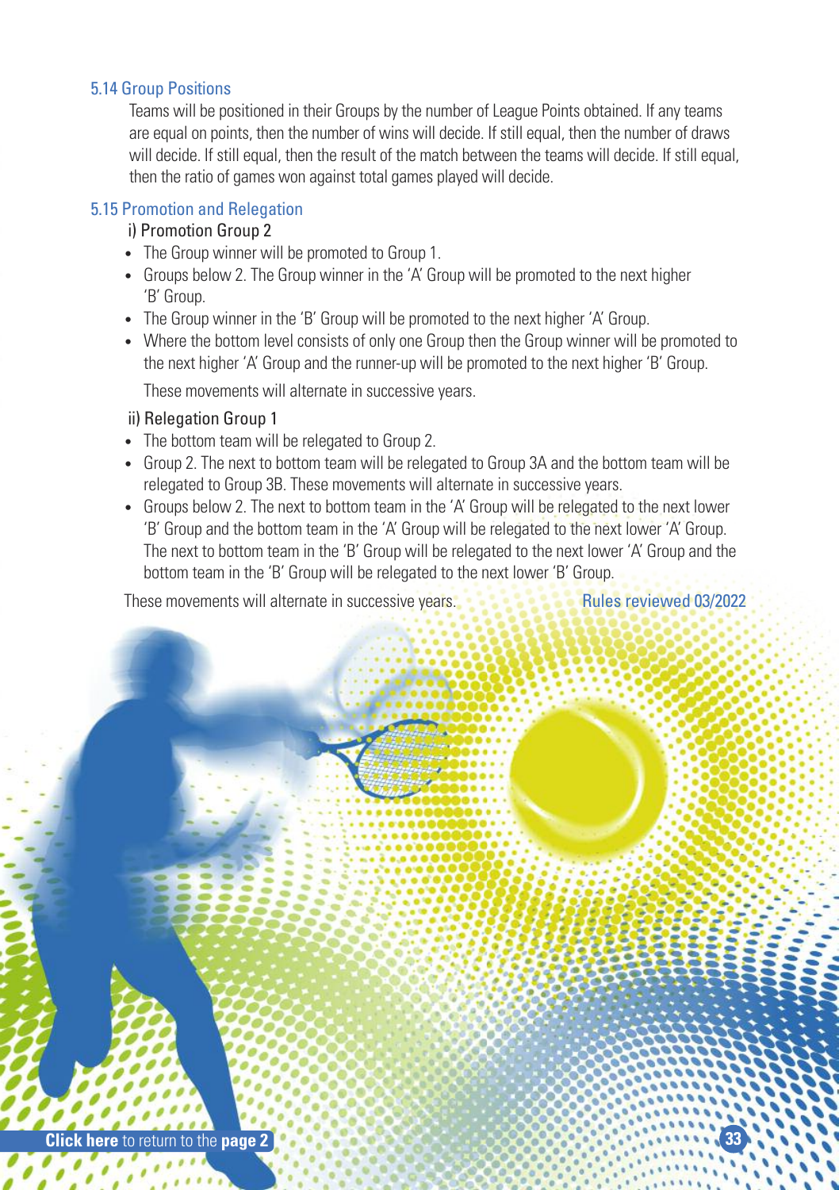### 5.14 Group Positions

Teams will be positioned in their Groups by the number of League Points obtained. If any teams are equal on points, then the number of wins will decide. If still equal, then the number of draws will decide. If still equal, then the result of the match between the teams will decide. If still equal, then the ratio of games won against total games played will decide.

### 5.15 Promotion and Relegation

i) Promotion Group 2

- The Group winner will be promoted to Group 1.
- Groups below 2. The Group winner in the 'A' Group will be promoted to the next higher 'B' Group.
- The Group winner in the 'B' Group will be promoted to the next higher 'A' Group.
- Where the bottom level consists of only one Group then the Group winner will be promoted to the next higher 'A' Group and the runner-up will be promoted to the next higher 'B' Group.

  These movements will alternate in successive years.

ii) Relegation Group 1

- The bottom team will be relegated to Group 2.
- Group 2. The next to bottom team will be relegated to Group 3A and the bottom team will be relegated to Group 3B. These movements will alternate in successive years.
- Groups below 2. The next to bottom team in the 'A' Group will be relegated to the next lower 'B' Group and the bottom team in the 'A' Group will be relegated to the next lower 'A' Group. The next to bottom team in the 'B' Group will be relegated to the next lower 'A' Group and the bottom team in the 'B' Group will be relegated to the next lower 'B' Group.

These movements will alternate in successive years.

Rules reviewed 03/2022

**Click here** to return to the **page 2**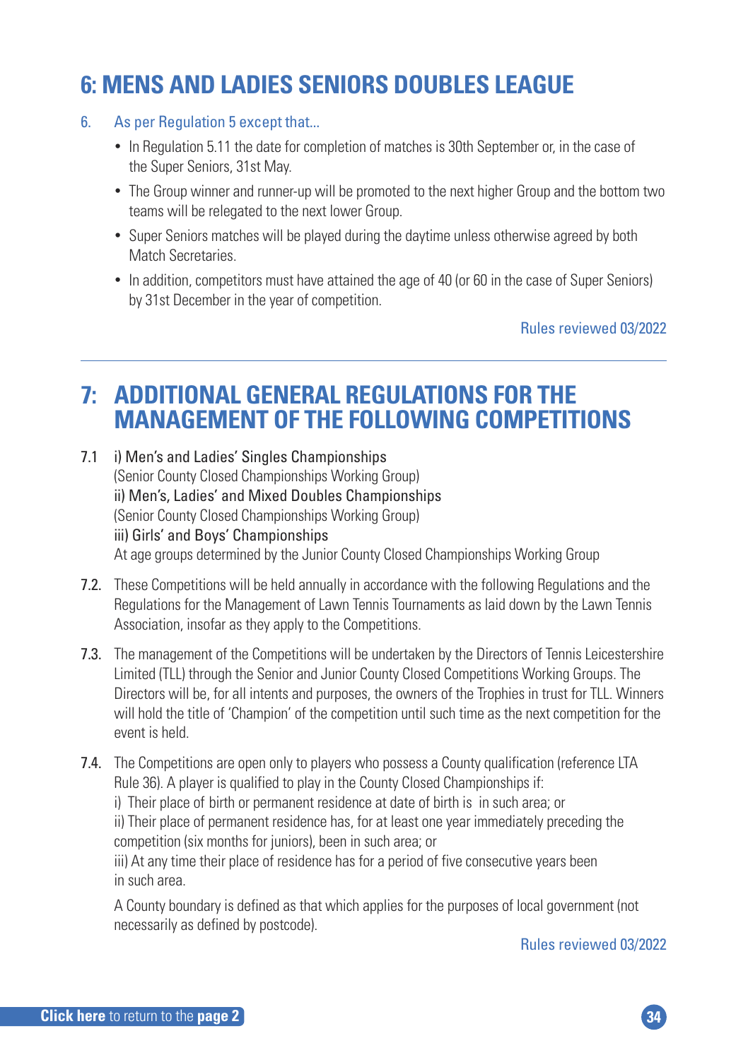# 6: MENS AND LADIES SENIORS DOUBLES LEAGUE

6. As per Regulation 5 except that...

- In Regulation 5.11 the date for completion of matches is 30th September or, in the case of the Super Seniors, 31st May.
- The Group winner and runner-up will be promoted to the next higher Group and the bottom two teams will be relegated to the next lower Group.
- Super Seniors matches will be played during the daytime unless otherwise agreed by both Match Secretaries.
- In addition, competitors must have attained the age of 40 (or 60 in the case of Super Seniors) by 31st December in the year of competition.

Rules reviewed 03/2022

---

# 7: ADDITIONAL GENERAL REGULATIONS FOR THE MANAGEMENT OF THE FOLLOWING COMPETITIONS

7.1 i) Men's and Ladies' Singles Championships
(Senior County Closed Championships Working Group)
ii) Men's, Ladies' and Mixed Doubles Championships
(Senior County Closed Championships Working Group)
iii) Girls' and Boys' Championships
At age groups determined by the Junior County Closed Championships Working Group

7.2. These Competitions will be held annually in accordance with the following Regulations and the Regulations for the Management of Lawn Tennis Tournaments as laid down by the Lawn Tennis Association, insofar as they apply to the Competitions.

7.3. The management of the Competitions will be undertaken by the Directors of Tennis Leicestershire Limited (TLL) through the Senior and Junior County Closed Competitions Working Groups. The Directors will be, for all intents and purposes, the owners of the Trophies in trust for TLL. Winners will hold the title of 'Champion' of the competition until such time as the next competition for the event is held.

7.4. The Competitions are open only to players who possess a County qualification (reference LTA Rule 36). A player is qualified to play in the County Closed Championships if:
i) Their place of birth or permanent residence at date of birth is in such area; or
ii) Their place of permanent residence has, for at least one year immediately preceding the competition (six months for juniors), been in such area; or
iii) At any time their place of residence has for a period of five consecutive years been in such area.

A County boundary is defined as that which applies for the purposes of local government (not necessarily as defined by postcode).

Rules reviewed 03/2022

**Click here** to return to the **page 2**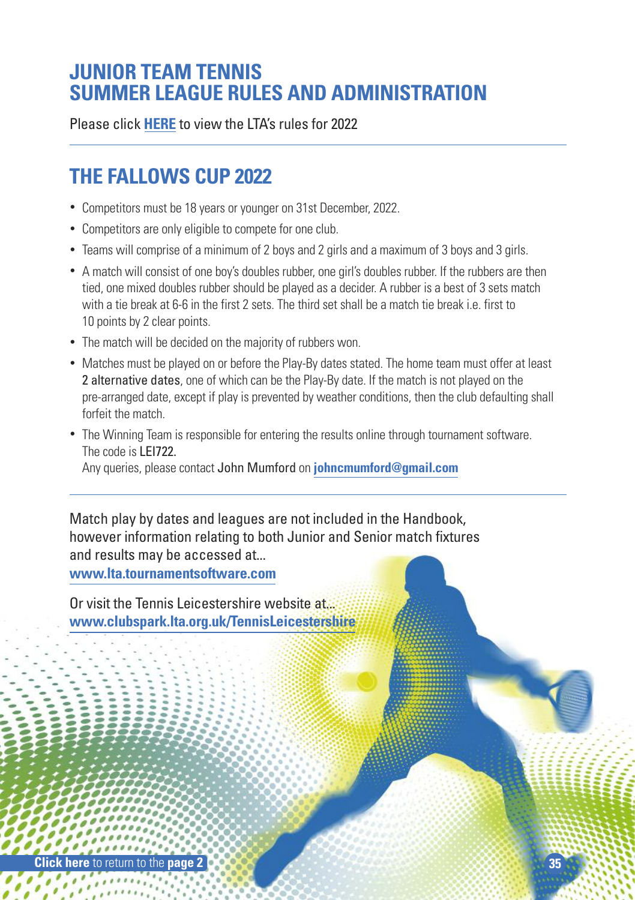# JUNIOR TEAM TENNIS SUMMER LEAGUE RULES AND ADMINISTRATION

Please click **HERE** to view the LTA's rules for 2022

## THE FALLOWS CUP 2022

- Competitors must be 18 years or younger on 31st December, 2022.
- Competitors are only eligible to compete for one club.
- Teams will comprise of a minimum of 2 boys and 2 girls and a maximum of 3 boys and 3 girls.
- A match will consist of one boy's doubles rubber, one girl's doubles rubber. If the rubbers are then tied, one mixed doubles rubber should be played as a decider. A rubber is a best of 3 sets match with a tie break at 6-6 in the first 2 sets. The third set shall be a match tie break i.e. first to 10 points by 2 clear points.
- The match will be decided on the majority of rubbers won.
- Matches must be played on or before the Play-By dates stated. The home team must offer at least 2 alternative dates, one of which can be the Play-By date. If the match is not played on the pre-arranged date, except if play is prevented by weather conditions, then the club defaulting shall forfeit the match.
- The Winning Team is responsible for entering the results online through tournament software. The code is LEI722.
  Any queries, please contact John Mumford on **johncmumford@gmail.com**

Match play by dates and leagues are not included in the Handbook, however information relating to both Junior and Senior match fixtures and results may be accessed at...
**www.lta.tournamentsoftware.com**

Or visit the Tennis Leicestershire website at...
**www.clubspark.lta.org.uk/TennisLeicestershire**

**Click here** to return to the **page 2**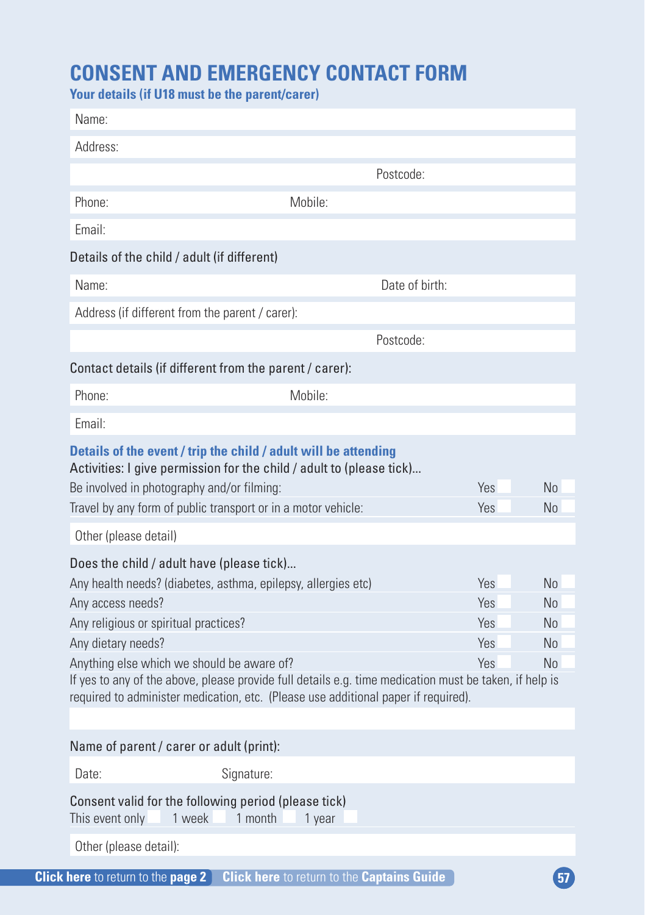# CONSENT AND EMERGENCY CONTACT FORM

**Your details (if U18 must be the parent/carer)**

Name:

Address:

Postcode:

Phone: Mobile:

Email:

Details of the child / adult (if different)

Name: Date of birth:

Address (if different from the parent / carer):

Postcode:

Contact details (if different from the parent / carer):

Phone: Mobile:

Email:

**Details of the event / trip the child / adult will be attending**

Activities: I give permission for the child / adult to (please tick)...

| | | |
|---|---|---|
| Be involved in photography and/or filming: | Yes | No |
| Travel by any form of public transport or in a motor vehicle: | Yes | No |

Other (please detail)

Does the child / adult have (please tick)...

| | | |
|---|---|---|
| Any health needs? (diabetes, asthma, epilepsy, allergies etc) | Yes | No |
| Any access needs? | Yes | No |
| Any religious or spiritual practices? | Yes | No |
| Any dietary needs? | Yes | No |
| Anything else which we should be aware of? | Yes | No |

If yes to any of the above, please provide full details e.g. time medication must be taken, if help is required to administer medication, etc. (Please use additional paper if required).

Name of parent / carer or adult (print):

Date: Signature:

Consent valid for the following period (please tick)

This event only 1 week 1 month 1 year

Other (please detail):

**Click here** to return to the **page 2** **Click here** to return to the **Captains Guide**